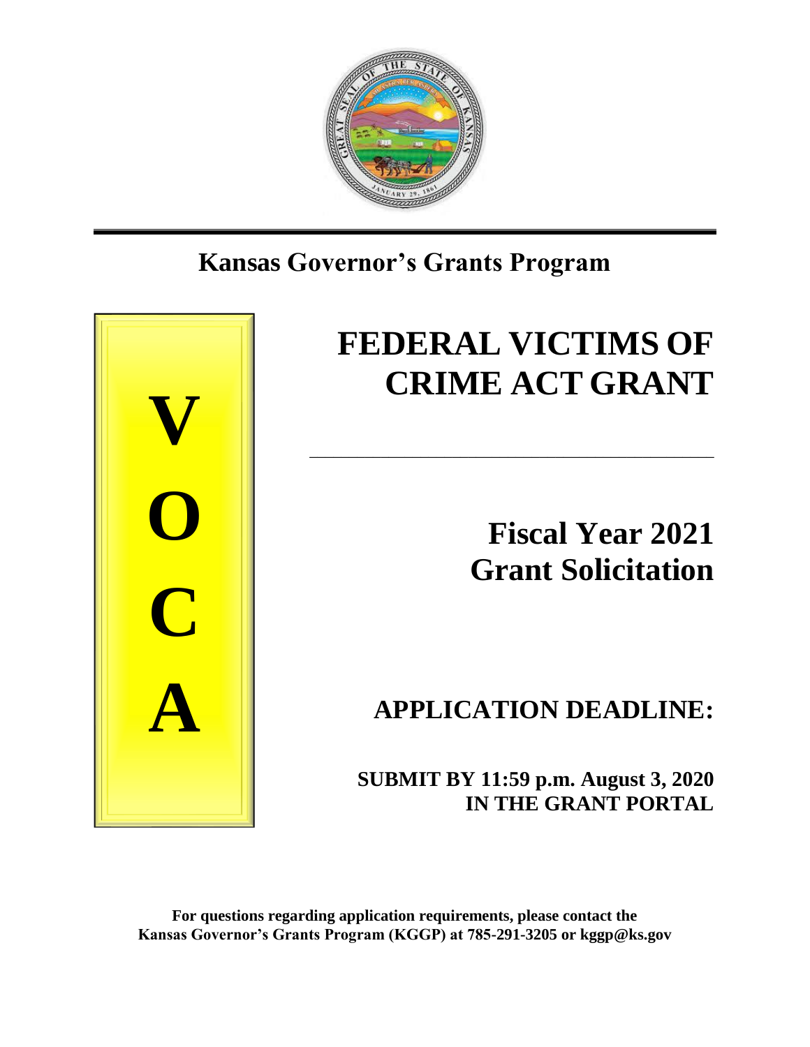# Kansas Governor's Grants Program

**V**
**O**
**C**
**A**

# FEDERAL VICTIMS OF CRIME ACT GRANT

## Fiscal Year 2021 Grant Solicitation

## APPLICATION DEADLINE:

**SUBMIT BY 11:59 p.m. August 3, 2020 IN THE GRANT PORTAL**

**For questions regarding application requirements, please contact the Kansas Governor's Grants Program (KGGP) at 785-291-3205 or kggp@ks.gov**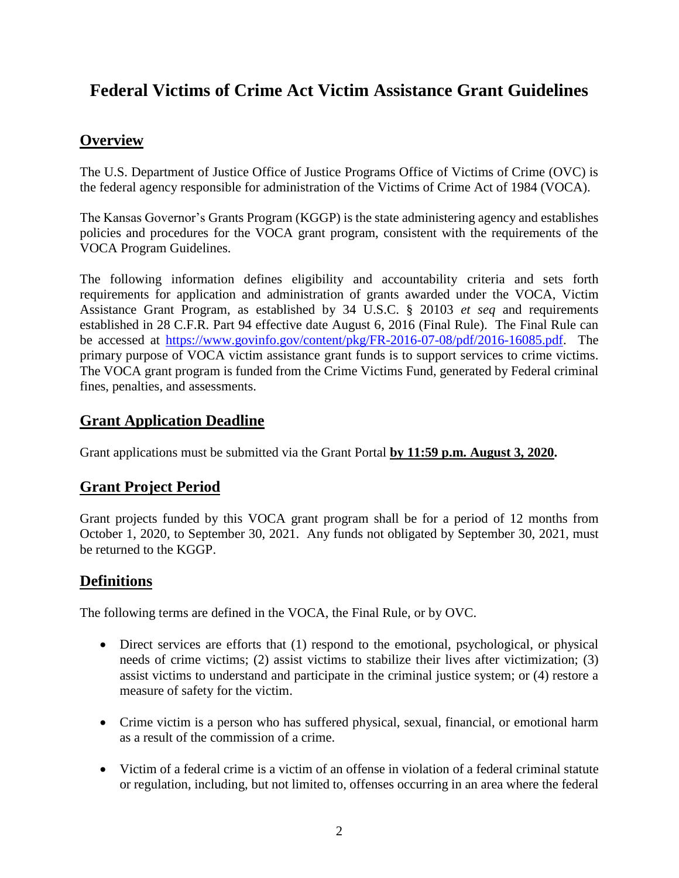# Federal Victims of Crime Act Victim Assistance Grant Guidelines

## Overview

The U.S. Department of Justice Office of Justice Programs Office of Victims of Crime (OVC) is the federal agency responsible for administration of the Victims of Crime Act of 1984 (VOCA).

The Kansas Governor's Grants Program (KGGP) is the state administering agency and establishes policies and procedures for the VOCA grant program, consistent with the requirements of the VOCA Program Guidelines.

The following information defines eligibility and accountability criteria and sets forth requirements for application and administration of grants awarded under the VOCA, Victim Assistance Grant Program, as established by 34 U.S.C. § 20103 *et seq* and requirements established in 28 C.F.R. Part 94 effective date August 6, 2016 (Final Rule). The Final Rule can be accessed at https://www.govinfo.gov/content/pkg/FR-2016-07-08/pdf/2016-16085.pdf. The primary purpose of VOCA victim assistance grant funds is to support services to crime victims. The VOCA grant program is funded from the Crime Victims Fund, generated by Federal criminal fines, penalties, and assessments.

## Grant Application Deadline

Grant applications must be submitted via the Grant Portal **by 11:59 p.m. August 3, 2020.**

## Grant Project Period

Grant projects funded by this VOCA grant program shall be for a period of 12 months from October 1, 2020, to September 30, 2021. Any funds not obligated by September 30, 2021, must be returned to the KGGP.

## Definitions

The following terms are defined in the VOCA, the Final Rule, or by OVC.

- Direct services are efforts that (1) respond to the emotional, psychological, or physical needs of crime victims; (2) assist victims to stabilize their lives after victimization; (3) assist victims to understand and participate in the criminal justice system; or (4) restore a measure of safety for the victim.
- Crime victim is a person who has suffered physical, sexual, financial, or emotional harm as a result of the commission of a crime.
- Victim of a federal crime is a victim of an offense in violation of a federal criminal statute or regulation, including, but not limited to, offenses occurring in an area where the federal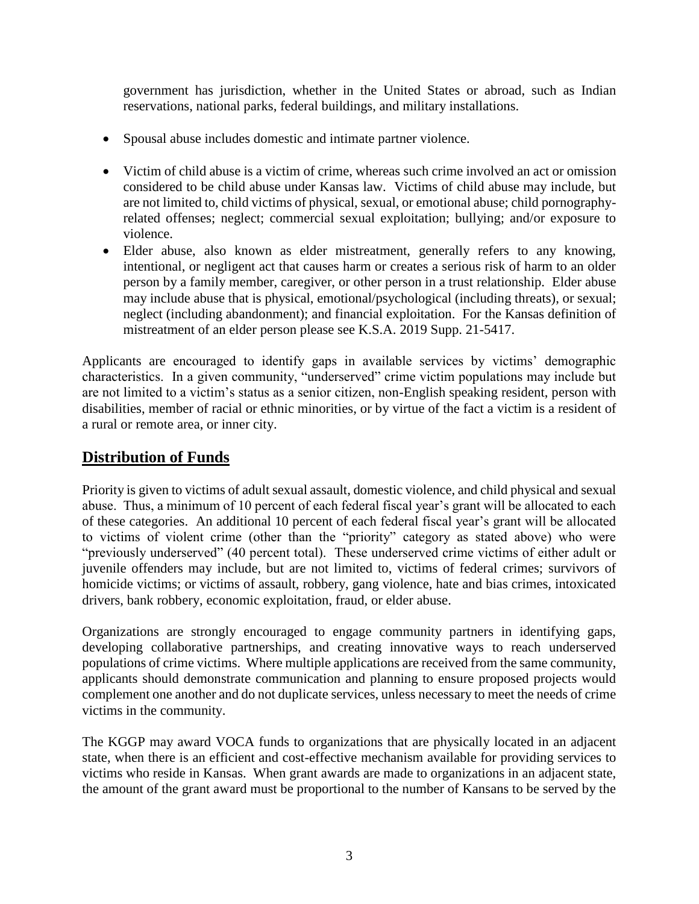government has jurisdiction, whether in the United States or abroad, such as Indian reservations, national parks, federal buildings, and military installations.

- Spousal abuse includes domestic and intimate partner violence.
- Victim of child abuse is a victim of crime, whereas such crime involved an act or omission considered to be child abuse under Kansas law. Victims of child abuse may include, but are not limited to, child victims of physical, sexual, or emotional abuse; child pornography-related offenses; neglect; commercial sexual exploitation; bullying; and/or exposure to violence.
- Elder abuse, also known as elder mistreatment, generally refers to any knowing, intentional, or negligent act that causes harm or creates a serious risk of harm to an older person by a family member, caregiver, or other person in a trust relationship. Elder abuse may include abuse that is physical, emotional/psychological (including threats), or sexual; neglect (including abandonment); and financial exploitation. For the Kansas definition of mistreatment of an elder person please see K.S.A. 2019 Supp. 21-5417.

Applicants are encouraged to identify gaps in available services by victims' demographic characteristics. In a given community, "underserved" crime victim populations may include but are not limited to a victim's status as a senior citizen, non-English speaking resident, person with disabilities, member of racial or ethnic minorities, or by virtue of the fact a victim is a resident of a rural or remote area, or inner city.

## Distribution of Funds

Priority is given to victims of adult sexual assault, domestic violence, and child physical and sexual abuse. Thus, a minimum of 10 percent of each federal fiscal year's grant will be allocated to each of these categories. An additional 10 percent of each federal fiscal year's grant will be allocated to victims of violent crime (other than the "priority" category as stated above) who were "previously underserved" (40 percent total). These underserved crime victims of either adult or juvenile offenders may include, but are not limited to, victims of federal crimes; survivors of homicide victims; or victims of assault, robbery, gang violence, hate and bias crimes, intoxicated drivers, bank robbery, economic exploitation, fraud, or elder abuse.

Organizations are strongly encouraged to engage community partners in identifying gaps, developing collaborative partnerships, and creating innovative ways to reach underserved populations of crime victims. Where multiple applications are received from the same community, applicants should demonstrate communication and planning to ensure proposed projects would complement one another and do not duplicate services, unless necessary to meet the needs of crime victims in the community.

The KGGP may award VOCA funds to organizations that are physically located in an adjacent state, when there is an efficient and cost-effective mechanism available for providing services to victims who reside in Kansas. When grant awards are made to organizations in an adjacent state, the amount of the grant award must be proportional to the number of Kansans to be served by the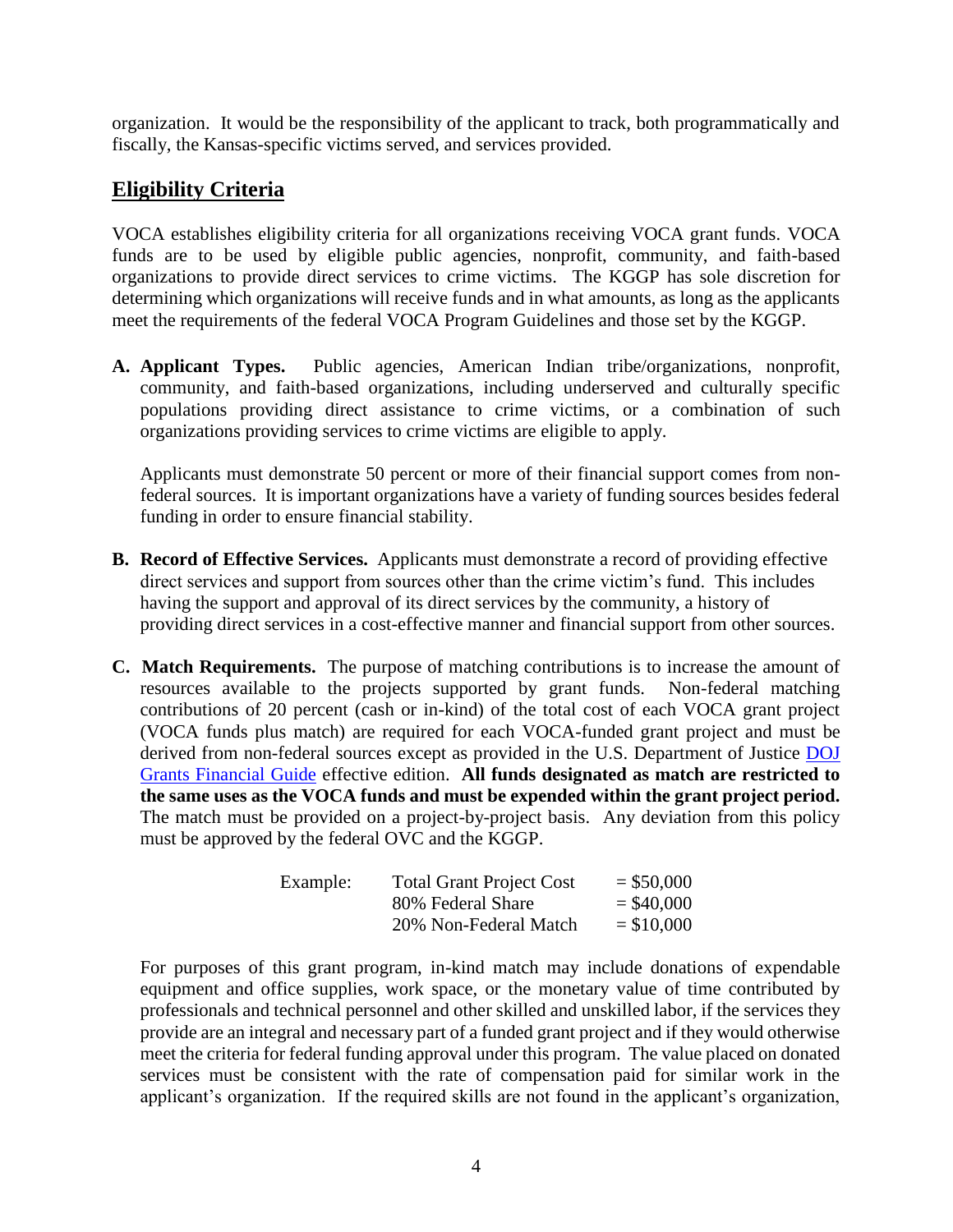organization. It would be the responsibility of the applicant to track, both programmatically and fiscally, the Kansas-specific victims served, and services provided.

## Eligibility Criteria

VOCA establishes eligibility criteria for all organizations receiving VOCA grant funds. VOCA funds are to be used by eligible public agencies, nonprofit, community, and faith-based organizations to provide direct services to crime victims. The KGGP has sole discretion for determining which organizations will receive funds and in what amounts, as long as the applicants meet the requirements of the federal VOCA Program Guidelines and those set by the KGGP.

**A. Applicant Types.** Public agencies, American Indian tribe/organizations, nonprofit, community, and faith-based organizations, including underserved and culturally specific populations providing direct assistance to crime victims, or a combination of such organizations providing services to crime victims are eligible to apply.

Applicants must demonstrate 50 percent or more of their financial support comes from non-federal sources. It is important organizations have a variety of funding sources besides federal funding in order to ensure financial stability.

**B. Record of Effective Services.** Applicants must demonstrate a record of providing effective direct services and support from sources other than the crime victim's fund. This includes having the support and approval of its direct services by the community, a history of providing direct services in a cost-effective manner and financial support from other sources.

**C. Match Requirements.** The purpose of matching contributions is to increase the amount of resources available to the projects supported by grant funds. Non-federal matching contributions of 20 percent (cash or in-kind) of the total cost of each VOCA grant project (VOCA funds plus match) are required for each VOCA-funded grant project and must be derived from non-federal sources except as provided in the U.S. Department of Justice DOJ Grants Financial Guide effective edition. **All funds designated as match are restricted to the same uses as the VOCA funds and must be expended within the grant project period.** The match must be provided on a project-by-project basis. Any deviation from this policy must be approved by the federal OVC and the KGGP.

| Example: | | |
|---|---|---|
| | Total Grant Project Cost | = $50,000 |
| | 80% Federal Share | = $40,000 |
| | 20% Non-Federal Match | = $10,000 |

For purposes of this grant program, in-kind match may include donations of expendable equipment and office supplies, work space, or the monetary value of time contributed by professionals and technical personnel and other skilled and unskilled labor, if the services they provide are an integral and necessary part of a funded grant project and if they would otherwise meet the criteria for federal funding approval under this program. The value placed on donated services must be consistent with the rate of compensation paid for similar work in the applicant's organization. If the required skills are not found in the applicant's organization,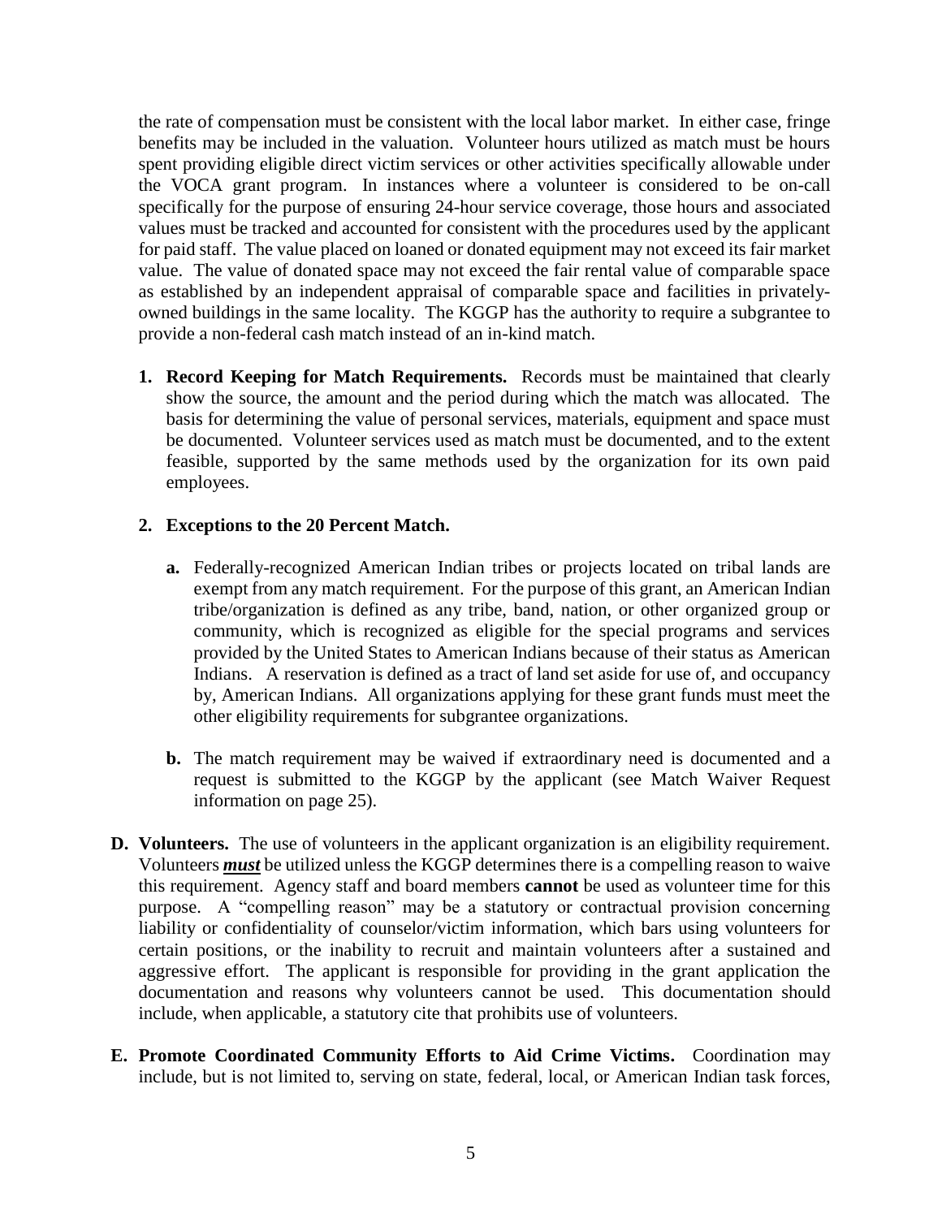the rate of compensation must be consistent with the local labor market. In either case, fringe benefits may be included in the valuation. Volunteer hours utilized as match must be hours spent providing eligible direct victim services or other activities specifically allowable under the VOCA grant program. In instances where a volunteer is considered to be on-call specifically for the purpose of ensuring 24-hour service coverage, those hours and associated values must be tracked and accounted for consistent with the procedures used by the applicant for paid staff. The value placed on loaned or donated equipment may not exceed its fair market value. The value of donated space may not exceed the fair rental value of comparable space as established by an independent appraisal of comparable space and facilities in privately-owned buildings in the same locality. The KGGP has the authority to require a subgrantee to provide a non-federal cash match instead of an in-kind match.

1. **Record Keeping for Match Requirements.** Records must be maintained that clearly show the source, the amount and the period during which the match was allocated. The basis for determining the value of personal services, materials, equipment and space must be documented. Volunteer services used as match must be documented, and to the extent feasible, supported by the same methods used by the organization for its own paid employees.

2. **Exceptions to the 20 Percent Match.**

   **a.** Federally-recognized American Indian tribes or projects located on tribal lands are exempt from any match requirement. For the purpose of this grant, an American Indian tribe/organization is defined as any tribe, band, nation, or other organized group or community, which is recognized as eligible for the special programs and services provided by the United States to American Indians because of their status as American Indians. A reservation is defined as a tract of land set aside for use of, and occupancy by, American Indians. All organizations applying for these grant funds must meet the other eligibility requirements for subgrantee organizations.

   **b.** The match requirement may be waived if extraordinary need is documented and a request is submitted to the KGGP by the applicant (see Match Waiver Request information on page 25).

**D. Volunteers.** The use of volunteers in the applicant organization is an eligibility requirement. Volunteers ***must*** be utilized unless the KGGP determines there is a compelling reason to waive this requirement. Agency staff and board members **cannot** be used as volunteer time for this purpose. A "compelling reason" may be a statutory or contractual provision concerning liability or confidentiality of counselor/victim information, which bars using volunteers for certain positions, or the inability to recruit and maintain volunteers after a sustained and aggressive effort. The applicant is responsible for providing in the grant application the documentation and reasons why volunteers cannot be used. This documentation should include, when applicable, a statutory cite that prohibits use of volunteers.

**E. Promote Coordinated Community Efforts to Aid Crime Victims.** Coordination may include, but is not limited to, serving on state, federal, local, or American Indian task forces,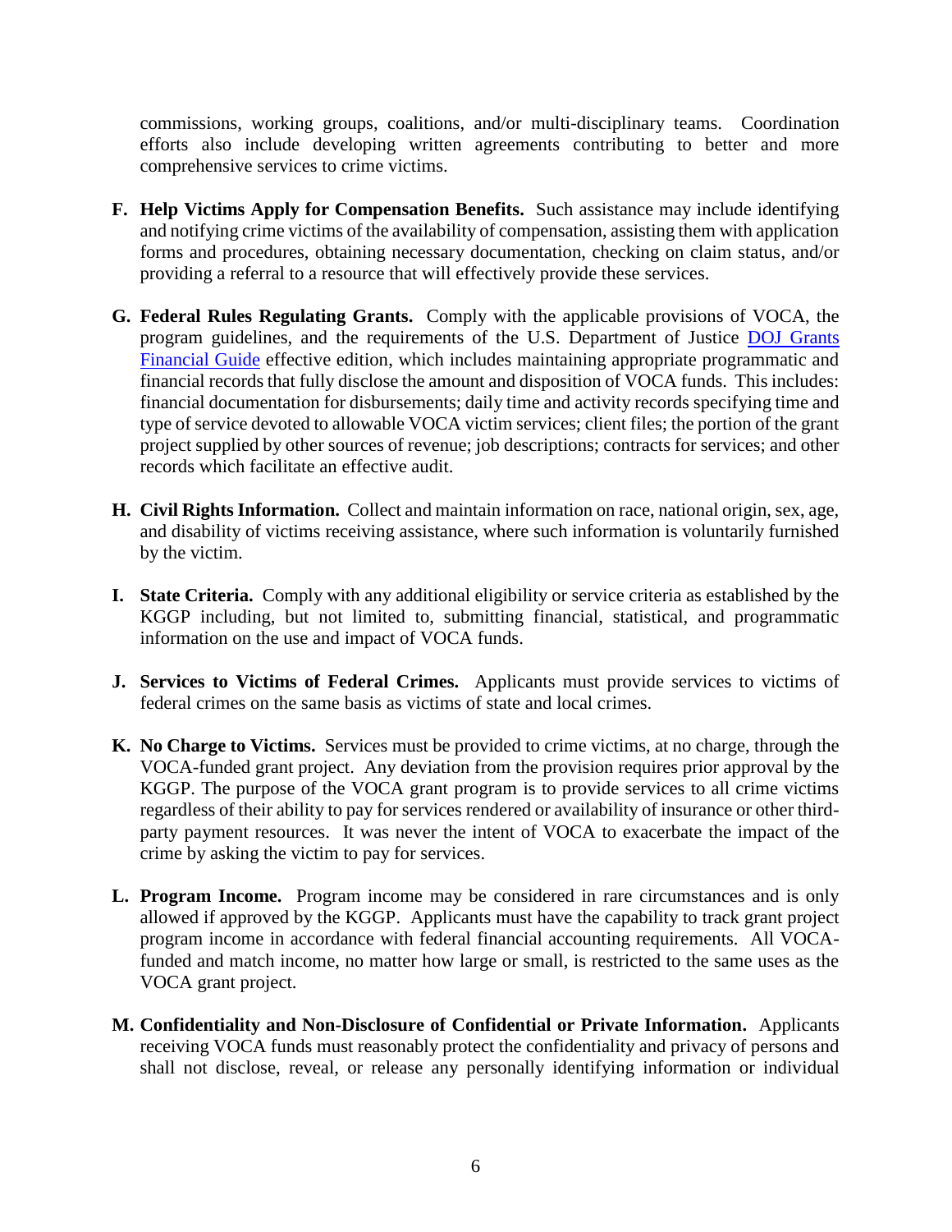commissions, working groups, coalitions, and/or multi-disciplinary teams. Coordination efforts also include developing written agreements contributing to better and more comprehensive services to crime victims.

F. **Help Victims Apply for Compensation Benefits.** Such assistance may include identifying and notifying crime victims of the availability of compensation, assisting them with application forms and procedures, obtaining necessary documentation, checking on claim status, and/or providing a referral to a resource that will effectively provide these services.

G. **Federal Rules Regulating Grants.** Comply with the applicable provisions of VOCA, the program guidelines, and the requirements of the U.S. Department of Justice DOJ Grants Financial Guide effective edition, which includes maintaining appropriate programmatic and financial records that fully disclose the amount and disposition of VOCA funds. This includes: financial documentation for disbursements; daily time and activity records specifying time and type of service devoted to allowable VOCA victim services; client files; the portion of the grant project supplied by other sources of revenue; job descriptions; contracts for services; and other records which facilitate an effective audit.

H. **Civil Rights Information.** Collect and maintain information on race, national origin, sex, age, and disability of victims receiving assistance, where such information is voluntarily furnished by the victim.

I. **State Criteria.** Comply with any additional eligibility or service criteria as established by the KGGP including, but not limited to, submitting financial, statistical, and programmatic information on the use and impact of VOCA funds.

J. **Services to Victims of Federal Crimes.** Applicants must provide services to victims of federal crimes on the same basis as victims of state and local crimes.

K. **No Charge to Victims.** Services must be provided to crime victims, at no charge, through the VOCA-funded grant project. Any deviation from the provision requires prior approval by the KGGP. The purpose of the VOCA grant program is to provide services to all crime victims regardless of their ability to pay for services rendered or availability of insurance or other third-party payment resources. It was never the intent of VOCA to exacerbate the impact of the crime by asking the victim to pay for services.

L. **Program Income.** Program income may be considered in rare circumstances and is only allowed if approved by the KGGP. Applicants must have the capability to track grant project program income in accordance with federal financial accounting requirements. All VOCA-funded and match income, no matter how large or small, is restricted to the same uses as the VOCA grant project.

M. **Confidentiality and Non-Disclosure of Confidential or Private Information.** Applicants receiving VOCA funds must reasonably protect the confidentiality and privacy of persons and shall not disclose, reveal, or release any personally identifying information or individual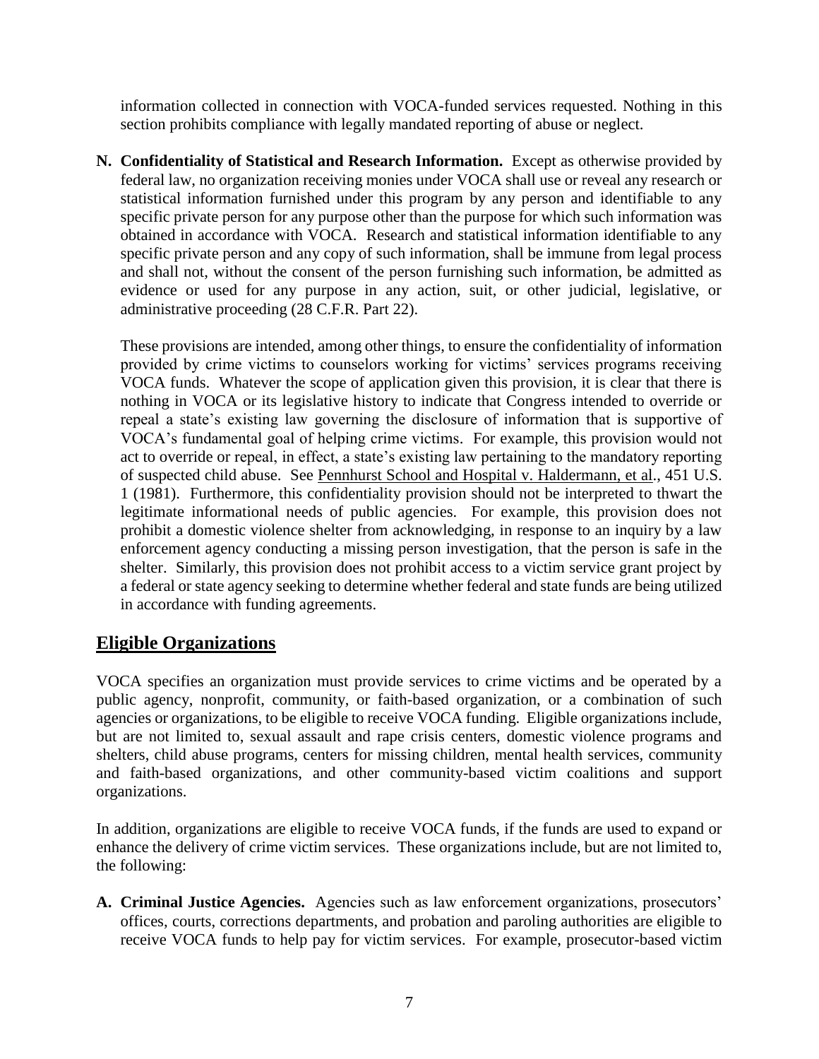information collected in connection with VOCA-funded services requested. Nothing in this section prohibits compliance with legally mandated reporting of abuse or neglect.

**N. Confidentiality of Statistical and Research Information.** Except as otherwise provided by federal law, no organization receiving monies under VOCA shall use or reveal any research or statistical information furnished under this program by any person and identifiable to any specific private person for any purpose other than the purpose for which such information was obtained in accordance with VOCA. Research and statistical information identifiable to any specific private person and any copy of such information, shall be immune from legal process and shall not, without the consent of the person furnishing such information, be admitted as evidence or used for any purpose in any action, suit, or other judicial, legislative, or administrative proceeding (28 C.F.R. Part 22).

These provisions are intended, among other things, to ensure the confidentiality of information provided by crime victims to counselors working for victims' services programs receiving VOCA funds. Whatever the scope of application given this provision, it is clear that there is nothing in VOCA or its legislative history to indicate that Congress intended to override or repeal a state's existing law governing the disclosure of information that is supportive of VOCA's fundamental goal of helping crime victims. For example, this provision would not act to override or repeal, in effect, a state's existing law pertaining to the mandatory reporting of suspected child abuse. See Pennhurst School and Hospital v. Haldermann, et al., 451 U.S. 1 (1981). Furthermore, this confidentiality provision should not be interpreted to thwart the legitimate informational needs of public agencies. For example, this provision does not prohibit a domestic violence shelter from acknowledging, in response to an inquiry by a law enforcement agency conducting a missing person investigation, that the person is safe in the shelter. Similarly, this provision does not prohibit access to a victim service grant project by a federal or state agency seeking to determine whether federal and state funds are being utilized in accordance with funding agreements.

## Eligible Organizations

VOCA specifies an organization must provide services to crime victims and be operated by a public agency, nonprofit, community, or faith-based organization, or a combination of such agencies or organizations, to be eligible to receive VOCA funding. Eligible organizations include, but are not limited to, sexual assault and rape crisis centers, domestic violence programs and shelters, child abuse programs, centers for missing children, mental health services, community and faith-based organizations, and other community-based victim coalitions and support organizations.

In addition, organizations are eligible to receive VOCA funds, if the funds are used to expand or enhance the delivery of crime victim services. These organizations include, but are not limited to, the following:

**A. Criminal Justice Agencies.** Agencies such as law enforcement organizations, prosecutors' offices, courts, corrections departments, and probation and paroling authorities are eligible to receive VOCA funds to help pay for victim services. For example, prosecutor-based victim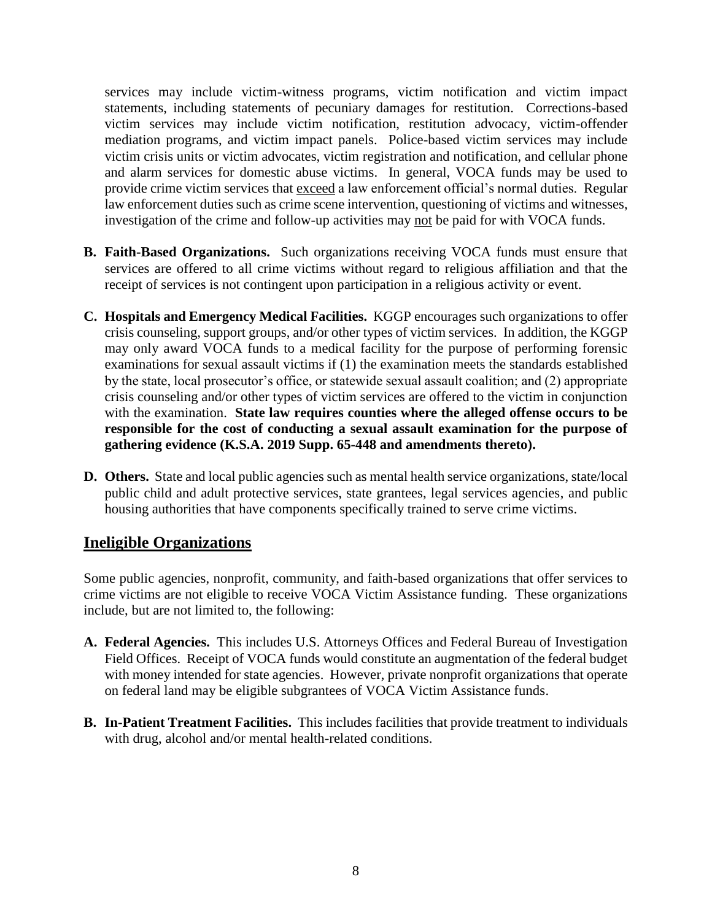services may include victim-witness programs, victim notification and victim impact statements, including statements of pecuniary damages for restitution. Corrections-based victim services may include victim notification, restitution advocacy, victim-offender mediation programs, and victim impact panels. Police-based victim services may include victim crisis units or victim advocates, victim registration and notification, and cellular phone and alarm services for domestic abuse victims. In general, VOCA funds may be used to provide crime victim services that <u>exceed</u> a law enforcement official's normal duties. Regular law enforcement duties such as crime scene intervention, questioning of victims and witnesses, investigation of the crime and follow-up activities may <u>not</u> be paid for with VOCA funds.

**B. Faith-Based Organizations.** Such organizations receiving VOCA funds must ensure that services are offered to all crime victims without regard to religious affiliation and that the receipt of services is not contingent upon participation in a religious activity or event.

**C. Hospitals and Emergency Medical Facilities.** KGGP encourages such organizations to offer crisis counseling, support groups, and/or other types of victim services. In addition, the KGGP may only award VOCA funds to a medical facility for the purpose of performing forensic examinations for sexual assault victims if (1) the examination meets the standards established by the state, local prosecutor's office, or statewide sexual assault coalition; and (2) appropriate crisis counseling and/or other types of victim services are offered to the victim in conjunction with the examination. **State law requires counties where the alleged offense occurs to be responsible for the cost of conducting a sexual assault examination for the purpose of gathering evidence (K.S.A. 2019 Supp. 65-448 and amendments thereto).**

**D. Others.** State and local public agencies such as mental health service organizations, state/local public child and adult protective services, state grantees, legal services agencies, and public housing authorities that have components specifically trained to serve crime victims.

## Ineligible Organizations

Some public agencies, nonprofit, community, and faith-based organizations that offer services to crime victims are not eligible to receive VOCA Victim Assistance funding. These organizations include, but are not limited to, the following:

**A. Federal Agencies.** This includes U.S. Attorneys Offices and Federal Bureau of Investigation Field Offices. Receipt of VOCA funds would constitute an augmentation of the federal budget with money intended for state agencies. However, private nonprofit organizations that operate on federal land may be eligible subgrantees of VOCA Victim Assistance funds.

**B. In-Patient Treatment Facilities.** This includes facilities that provide treatment to individuals with drug, alcohol and/or mental health-related conditions.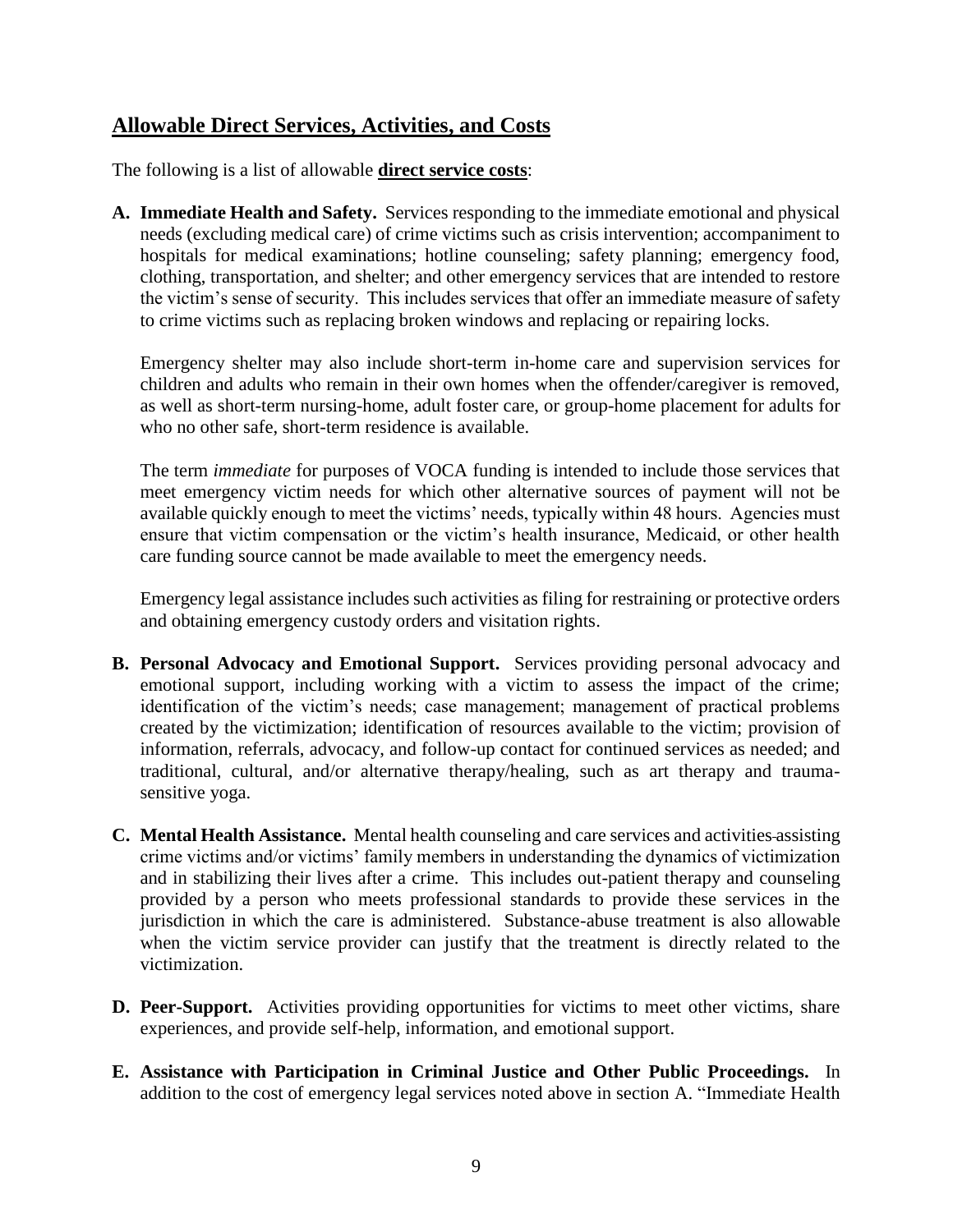## Allowable Direct Services, Activities, and Costs

The following is a list of allowable **direct service costs**:

**A. Immediate Health and Safety.** Services responding to the immediate emotional and physical needs (excluding medical care) of crime victims such as crisis intervention; accompaniment to hospitals for medical examinations; hotline counseling; safety planning; emergency food, clothing, transportation, and shelter; and other emergency services that are intended to restore the victim's sense of security. This includes services that offer an immediate measure of safety to crime victims such as replacing broken windows and replacing or repairing locks.

Emergency shelter may also include short-term in-home care and supervision services for children and adults who remain in their own homes when the offender/caregiver is removed, as well as short-term nursing-home, adult foster care, or group-home placement for adults for who no other safe, short-term residence is available.

The term *immediate* for purposes of VOCA funding is intended to include those services that meet emergency victim needs for which other alternative sources of payment will not be available quickly enough to meet the victims' needs, typically within 48 hours. Agencies must ensure that victim compensation or the victim's health insurance, Medicaid, or other health care funding source cannot be made available to meet the emergency needs.

Emergency legal assistance includes such activities as filing for restraining or protective orders and obtaining emergency custody orders and visitation rights.

**B. Personal Advocacy and Emotional Support.** Services providing personal advocacy and emotional support, including working with a victim to assess the impact of the crime; identification of the victim's needs; case management; management of practical problems created by the victimization; identification of resources available to the victim; provision of information, referrals, advocacy, and follow-up contact for continued services as needed; and traditional, cultural, and/or alternative therapy/healing, such as art therapy and trauma-sensitive yoga.

**C. Mental Health Assistance.** Mental health counseling and care services and activities assisting crime victims and/or victims' family members in understanding the dynamics of victimization and in stabilizing their lives after a crime. This includes out-patient therapy and counseling provided by a person who meets professional standards to provide these services in the jurisdiction in which the care is administered. Substance-abuse treatment is also allowable when the victim service provider can justify that the treatment is directly related to the victimization.

**D. Peer-Support.** Activities providing opportunities for victims to meet other victims, share experiences, and provide self-help, information, and emotional support.

**E. Assistance with Participation in Criminal Justice and Other Public Proceedings.** In addition to the cost of emergency legal services noted above in section A. "Immediate Health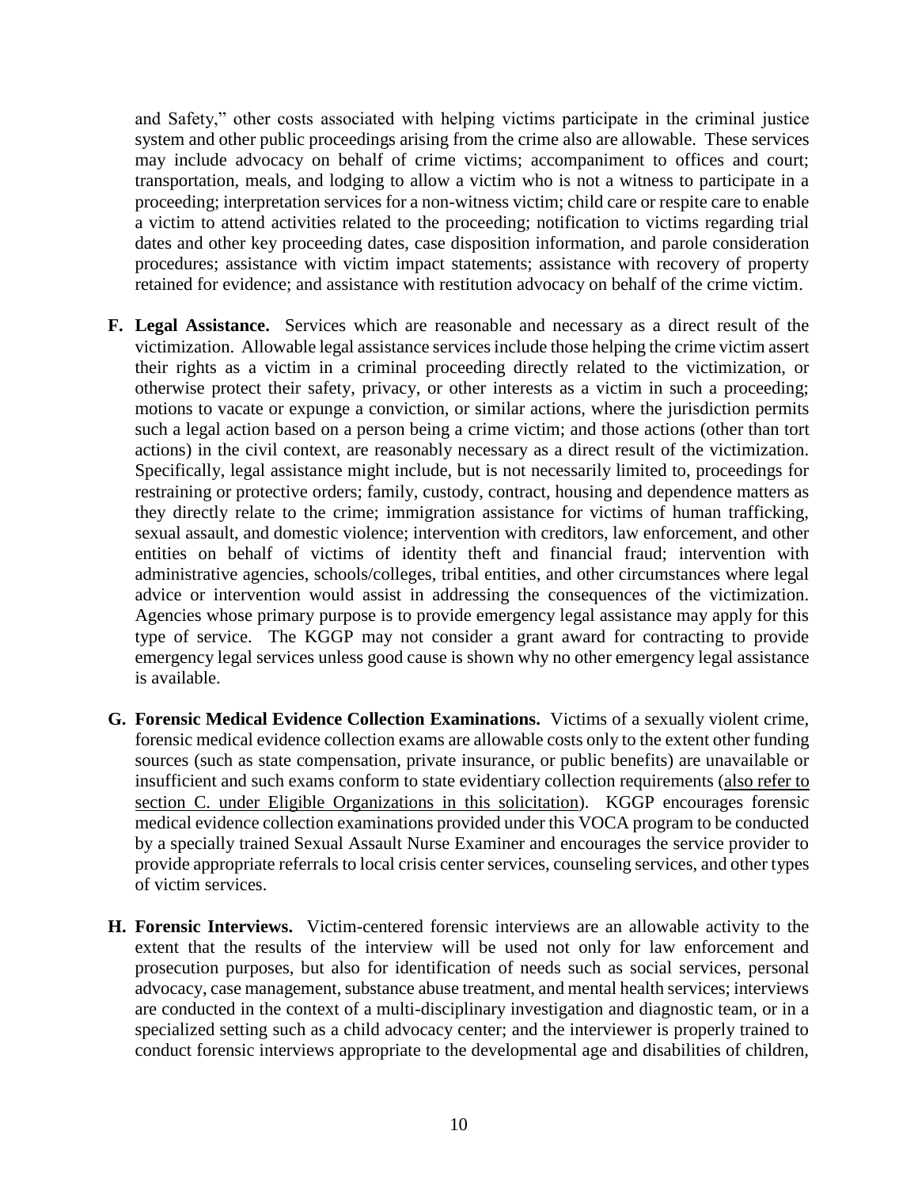and Safety," other costs associated with helping victims participate in the criminal justice system and other public proceedings arising from the crime also are allowable. These services may include advocacy on behalf of crime victims; accompaniment to offices and court; transportation, meals, and lodging to allow a victim who is not a witness to participate in a proceeding; interpretation services for a non-witness victim; child care or respite care to enable a victim to attend activities related to the proceeding; notification to victims regarding trial dates and other key proceeding dates, case disposition information, and parole consideration procedures; assistance with victim impact statements; assistance with recovery of property retained for evidence; and assistance with restitution advocacy on behalf of the crime victim.

**F. Legal Assistance.** Services which are reasonable and necessary as a direct result of the victimization. Allowable legal assistance services include those helping the crime victim assert their rights as a victim in a criminal proceeding directly related to the victimization, or otherwise protect their safety, privacy, or other interests as a victim in such a proceeding; motions to vacate or expunge a conviction, or similar actions, where the jurisdiction permits such a legal action based on a person being a crime victim; and those actions (other than tort actions) in the civil context, are reasonably necessary as a direct result of the victimization. Specifically, legal assistance might include, but is not necessarily limited to, proceedings for restraining or protective orders; family, custody, contract, housing and dependence matters as they directly relate to the crime; immigration assistance for victims of human trafficking, sexual assault, and domestic violence; intervention with creditors, law enforcement, and other entities on behalf of victims of identity theft and financial fraud; intervention with administrative agencies, schools/colleges, tribal entities, and other circumstances where legal advice or intervention would assist in addressing the consequences of the victimization. Agencies whose primary purpose is to provide emergency legal assistance may apply for this type of service. The KGGP may not consider a grant award for contracting to provide emergency legal services unless good cause is shown why no other emergency legal assistance is available.

**G. Forensic Medical Evidence Collection Examinations.** Victims of a sexually violent crime, forensic medical evidence collection exams are allowable costs only to the extent other funding sources (such as state compensation, private insurance, or public benefits) are unavailable or insufficient and such exams conform to state evidentiary collection requirements (also refer to section C. under Eligible Organizations in this solicitation). KGGP encourages forensic medical evidence collection examinations provided under this VOCA program to be conducted by a specially trained Sexual Assault Nurse Examiner and encourages the service provider to provide appropriate referrals to local crisis center services, counseling services, and other types of victim services.

**H. Forensic Interviews.** Victim-centered forensic interviews are an allowable activity to the extent that the results of the interview will be used not only for law enforcement and prosecution purposes, but also for identification of needs such as social services, personal advocacy, case management, substance abuse treatment, and mental health services; interviews are conducted in the context of a multi-disciplinary investigation and diagnostic team, or in a specialized setting such as a child advocacy center; and the interviewer is properly trained to conduct forensic interviews appropriate to the developmental age and disabilities of children,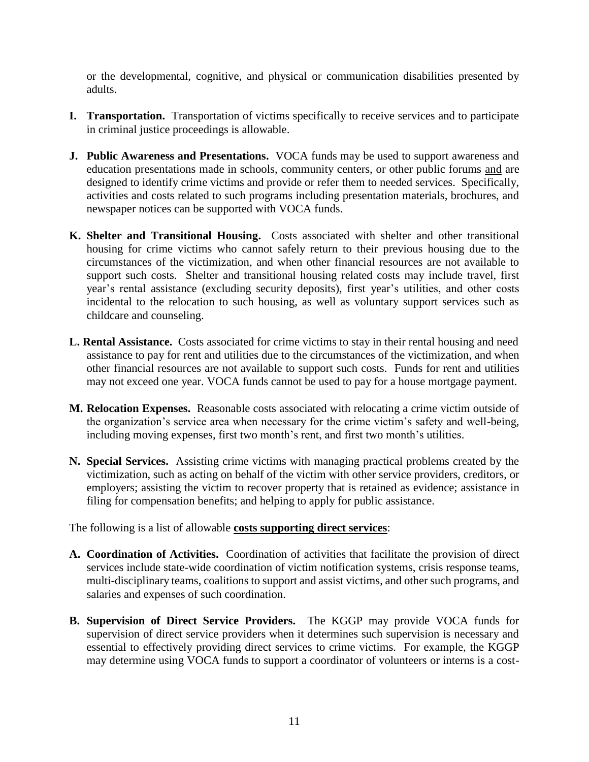or the developmental, cognitive, and physical or communication disabilities presented by adults.

**I. Transportation.** Transportation of victims specifically to receive services and to participate in criminal justice proceedings is allowable.

**J. Public Awareness and Presentations.** VOCA funds may be used to support awareness and education presentations made in schools, community centers, or other public forums <u>and</u> are designed to identify crime victims and provide or refer them to needed services. Specifically, activities and costs related to such programs including presentation materials, brochures, and newspaper notices can be supported with VOCA funds.

**K. Shelter and Transitional Housing.** Costs associated with shelter and other transitional housing for crime victims who cannot safely return to their previous housing due to the circumstances of the victimization, and when other financial resources are not available to support such costs. Shelter and transitional housing related costs may include travel, first year's rental assistance (excluding security deposits), first year's utilities, and other costs incidental to the relocation to such housing, as well as voluntary support services such as childcare and counseling.

**L. Rental Assistance.** Costs associated for crime victims to stay in their rental housing and need assistance to pay for rent and utilities due to the circumstances of the victimization, and when other financial resources are not available to support such costs. Funds for rent and utilities may not exceed one year. VOCA funds cannot be used to pay for a house mortgage payment.

**M. Relocation Expenses.** Reasonable costs associated with relocating a crime victim outside of the organization's service area when necessary for the crime victim's safety and well-being, including moving expenses, first two month's rent, and first two month's utilities.

**N. Special Services.** Assisting crime victims with managing practical problems created by the victimization, such as acting on behalf of the victim with other service providers, creditors, or employers; assisting the victim to recover property that is retained as evidence; assistance in filing for compensation benefits; and helping to apply for public assistance.

The following is a list of allowable **<u>costs supporting direct services</u>**:

**A. Coordination of Activities.** Coordination of activities that facilitate the provision of direct services include state-wide coordination of victim notification systems, crisis response teams, multi-disciplinary teams, coalitions to support and assist victims, and other such programs, and salaries and expenses of such coordination.

**B. Supervision of Direct Service Providers.** The KGGP may provide VOCA funds for supervision of direct service providers when it determines such supervision is necessary and essential to effectively providing direct services to crime victims. For example, the KGGP may determine using VOCA funds to support a coordinator of volunteers or interns is a cost-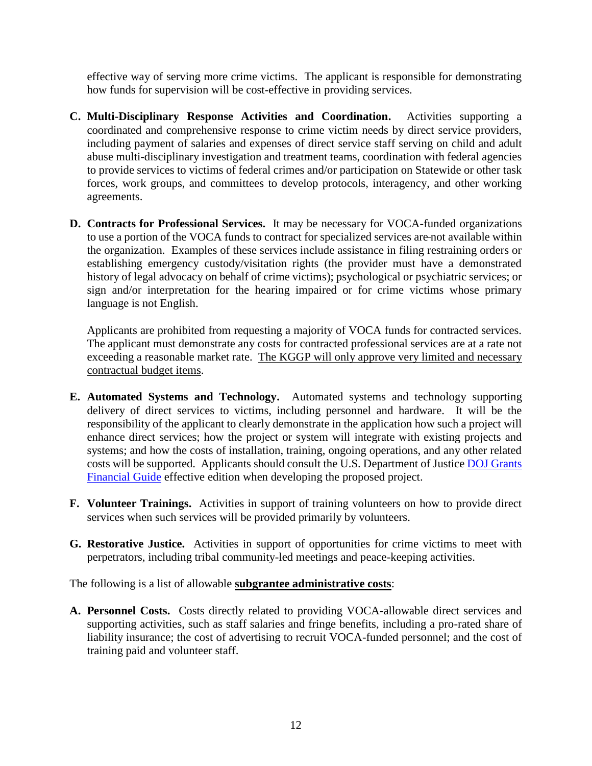effective way of serving more crime victims. The applicant is responsible for demonstrating how funds for supervision will be cost-effective in providing services.

**C. Multi-Disciplinary Response Activities and Coordination.** Activities supporting a coordinated and comprehensive response to crime victim needs by direct service providers, including payment of salaries and expenses of direct service staff serving on child and adult abuse multi-disciplinary investigation and treatment teams, coordination with federal agencies to provide services to victims of federal crimes and/or participation on Statewide or other task forces, work groups, and committees to develop protocols, interagency, and other working agreements.

**D. Contracts for Professional Services.** It may be necessary for VOCA-funded organizations to use a portion of the VOCA funds to contract for specialized services are not available within the organization. Examples of these services include assistance in filing restraining orders or establishing emergency custody/visitation rights (the provider must have a demonstrated history of legal advocacy on behalf of crime victims); psychological or psychiatric services; or sign and/or interpretation for the hearing impaired or for crime victims whose primary language is not English.

Applicants are prohibited from requesting a majority of VOCA funds for contracted services. The applicant must demonstrate any costs for contracted professional services are at a rate not exceeding a reasonable market rate. <u>The KGGP will only approve very limited and necessary contractual budget items</u>.

**E. Automated Systems and Technology.** Automated systems and technology supporting delivery of direct services to victims, including personnel and hardware. It will be the responsibility of the applicant to clearly demonstrate in the application how such a project will enhance direct services; how the project or system will integrate with existing projects and systems; and how the costs of installation, training, ongoing operations, and any other related costs will be supported. Applicants should consult the U.S. Department of Justice [DOJ Grants Financial Guide]() effective edition when developing the proposed project.

**F. Volunteer Trainings.** Activities in support of training volunteers on how to provide direct services when such services will be provided primarily by volunteers.

**G. Restorative Justice.** Activities in support of opportunities for crime victims to meet with perpetrators, including tribal community-led meetings and peace-keeping activities.

The following is a list of allowable **<u>subgrantee administrative costs</u>**:

**A. Personnel Costs.** Costs directly related to providing VOCA-allowable direct services and supporting activities, such as staff salaries and fringe benefits, including a pro-rated share of liability insurance; the cost of advertising to recruit VOCA-funded personnel; and the cost of training paid and volunteer staff.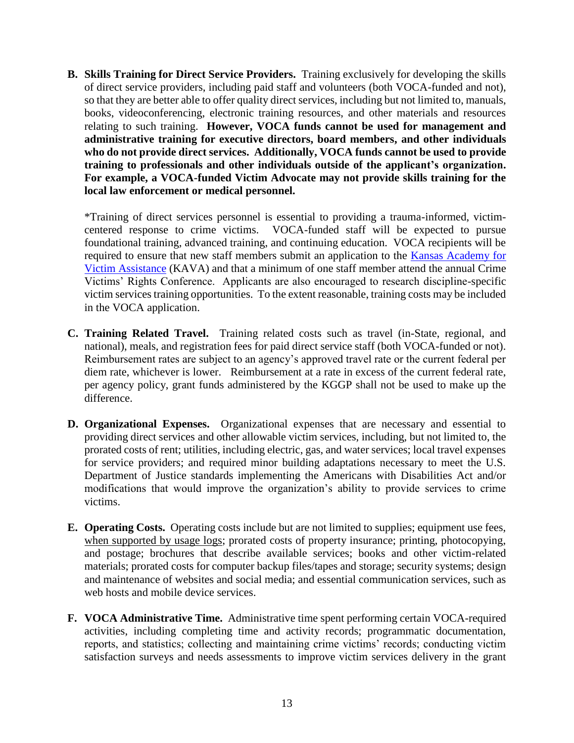**B. Skills Training for Direct Service Providers.** Training exclusively for developing the skills of direct service providers, including paid staff and volunteers (both VOCA-funded and not), so that they are better able to offer quality direct services, including but not limited to, manuals, books, videoconferencing, electronic training resources, and other materials and resources relating to such training. **However, VOCA funds cannot be used for management and administrative training for executive directors, board members, and other individuals who do not provide direct services. Additionally, VOCA funds cannot be used to provide training to professionals and other individuals outside of the applicant's organization. For example, a VOCA-funded Victim Advocate may not provide skills training for the local law enforcement or medical personnel.**

*Training of direct services personnel is essential to providing a trauma-informed, victim-centered response to crime victims. VOCA-funded staff will be expected to pursue foundational training, advanced training, and continuing education. VOCA recipients will be required to ensure that new staff members submit an application to the [Kansas Academy for Victim Assistance](#) (KAVA) and that a minimum of one staff member attend the annual Crime Victims' Rights Conference. Applicants are also encouraged to research discipline-specific victim services training opportunities. To the extent reasonable, training costs may be included in the VOCA application.

**C. Training Related Travel.** Training related costs such as travel (in-State, regional, and national), meals, and registration fees for paid direct service staff (both VOCA-funded or not). Reimbursement rates are subject to an agency's approved travel rate or the current federal per diem rate, whichever is lower. Reimbursement at a rate in excess of the current federal rate, per agency policy, grant funds administered by the KGGP shall not be used to make up the difference.

**D. Organizational Expenses.** Organizational expenses that are necessary and essential to providing direct services and other allowable victim services, including, but not limited to, the prorated costs of rent; utilities, including electric, gas, and water services; local travel expenses for service providers; and required minor building adaptations necessary to meet the U.S. Department of Justice standards implementing the Americans with Disabilities Act and/or modifications that would improve the organization's ability to provide services to crime victims.

**E. Operating Costs.** Operating costs include but are not limited to supplies; equipment use fees, <u>when supported by usage logs</u>; prorated costs of property insurance; printing, photocopying, and postage; brochures that describe available services; books and other victim-related materials; prorated costs for computer backup files/tapes and storage; security systems; design and maintenance of websites and social media; and essential communication services, such as web hosts and mobile device services.

**F. VOCA Administrative Time.** Administrative time spent performing certain VOCA-required activities, including completing time and activity records; programmatic documentation, reports, and statistics; collecting and maintaining crime victims' records; conducting victim satisfaction surveys and needs assessments to improve victim services delivery in the grant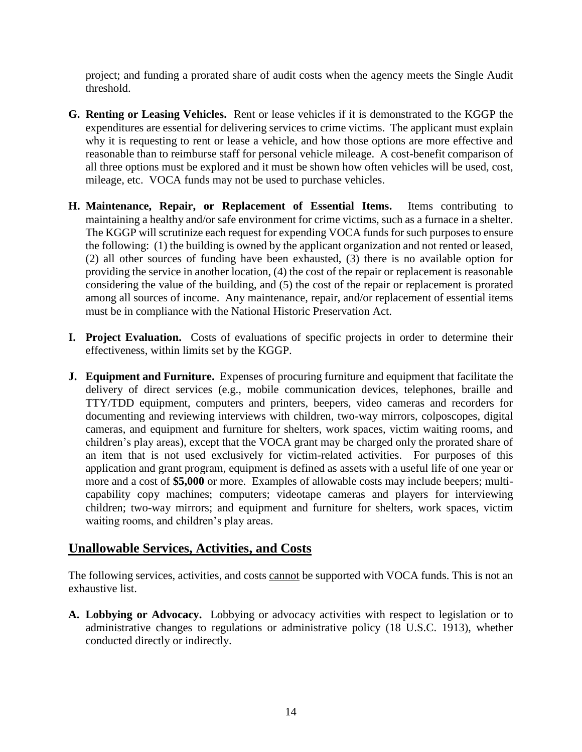project; and funding a prorated share of audit costs when the agency meets the Single Audit threshold.

**G. Renting or Leasing Vehicles.** Rent or lease vehicles if it is demonstrated to the KGGP the expenditures are essential for delivering services to crime victims. The applicant must explain why it is requesting to rent or lease a vehicle, and how those options are more effective and reasonable than to reimburse staff for personal vehicle mileage. A cost-benefit comparison of all three options must be explored and it must be shown how often vehicles will be used, cost, mileage, etc. VOCA funds may not be used to purchase vehicles.

**H. Maintenance, Repair, or Replacement of Essential Items.** Items contributing to maintaining a healthy and/or safe environment for crime victims, such as a furnace in a shelter. The KGGP will scrutinize each request for expending VOCA funds for such purposes to ensure the following: (1) the building is owned by the applicant organization and not rented or leased, (2) all other sources of funding have been exhausted, (3) there is no available option for providing the service in another location, (4) the cost of the repair or replacement is reasonable considering the value of the building, and (5) the cost of the repair or replacement is prorated among all sources of income. Any maintenance, repair, and/or replacement of essential items must be in compliance with the National Historic Preservation Act.

**I. Project Evaluation.** Costs of evaluations of specific projects in order to determine their effectiveness, within limits set by the KGGP.

**J. Equipment and Furniture.** Expenses of procuring furniture and equipment that facilitate the delivery of direct services (e.g., mobile communication devices, telephones, braille and TTY/TDD equipment, computers and printers, beepers, video cameras and recorders for documenting and reviewing interviews with children, two-way mirrors, colposcopes, digital cameras, and equipment and furniture for shelters, work spaces, victim waiting rooms, and children's play areas), except that the VOCA grant may be charged only the prorated share of an item that is not used exclusively for victim-related activities. For purposes of this application and grant program, equipment is defined as assets with a useful life of one year or more and a cost of **$5,000** or more. Examples of allowable costs may include beepers; multi-capability copy machines; computers; videotape cameras and players for interviewing children; two-way mirrors; and equipment and furniture for shelters, work spaces, victim waiting rooms, and children's play areas.

## Unallowable Services, Activities, and Costs

The following services, activities, and costs cannot be supported with VOCA funds. This is not an exhaustive list.

**A. Lobbying or Advocacy.** Lobbying or advocacy activities with respect to legislation or to administrative changes to regulations or administrative policy (18 U.S.C. 1913), whether conducted directly or indirectly.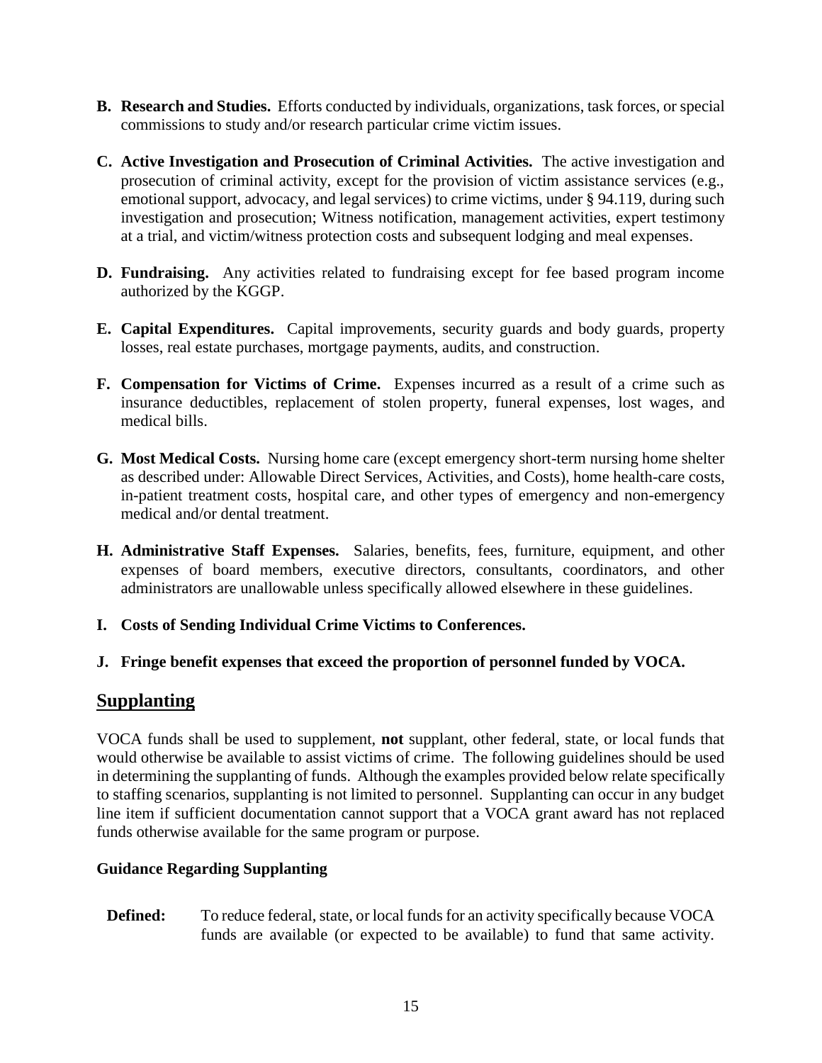**B. Research and Studies.** Efforts conducted by individuals, organizations, task forces, or special commissions to study and/or research particular crime victim issues.

**C. Active Investigation and Prosecution of Criminal Activities.** The active investigation and prosecution of criminal activity, except for the provision of victim assistance services (e.g., emotional support, advocacy, and legal services) to crime victims, under § 94.119, during such investigation and prosecution; Witness notification, management activities, expert testimony at a trial, and victim/witness protection costs and subsequent lodging and meal expenses.

**D. Fundraising.** Any activities related to fundraising except for fee based program income authorized by the KGGP.

**E. Capital Expenditures.** Capital improvements, security guards and body guards, property losses, real estate purchases, mortgage payments, audits, and construction.

**F. Compensation for Victims of Crime.** Expenses incurred as a result of a crime such as insurance deductibles, replacement of stolen property, funeral expenses, lost wages, and medical bills.

**G. Most Medical Costs.** Nursing home care (except emergency short-term nursing home shelter as described under: Allowable Direct Services, Activities, and Costs), home health-care costs, in-patient treatment costs, hospital care, and other types of emergency and non-emergency medical and/or dental treatment.

**H. Administrative Staff Expenses.** Salaries, benefits, fees, furniture, equipment, and other expenses of board members, executive directors, consultants, coordinators, and other administrators are unallowable unless specifically allowed elsewhere in these guidelines.

**I. Costs of Sending Individual Crime Victims to Conferences.**

**J. Fringe benefit expenses that exceed the proportion of personnel funded by VOCA.**

## Supplanting

VOCA funds shall be used to supplement, **not** supplant, other federal, state, or local funds that would otherwise be available to assist victims of crime. The following guidelines should be used in determining the supplanting of funds. Although the examples provided below relate specifically to staffing scenarios, supplanting is not limited to personnel. Supplanting can occur in any budget line item if sufficient documentation cannot support that a VOCA grant award has not replaced funds otherwise available for the same program or purpose.

### Guidance Regarding Supplanting

**Defined:** To reduce federal, state, or local funds for an activity specifically because VOCA funds are available (or expected to be available) to fund that same activity.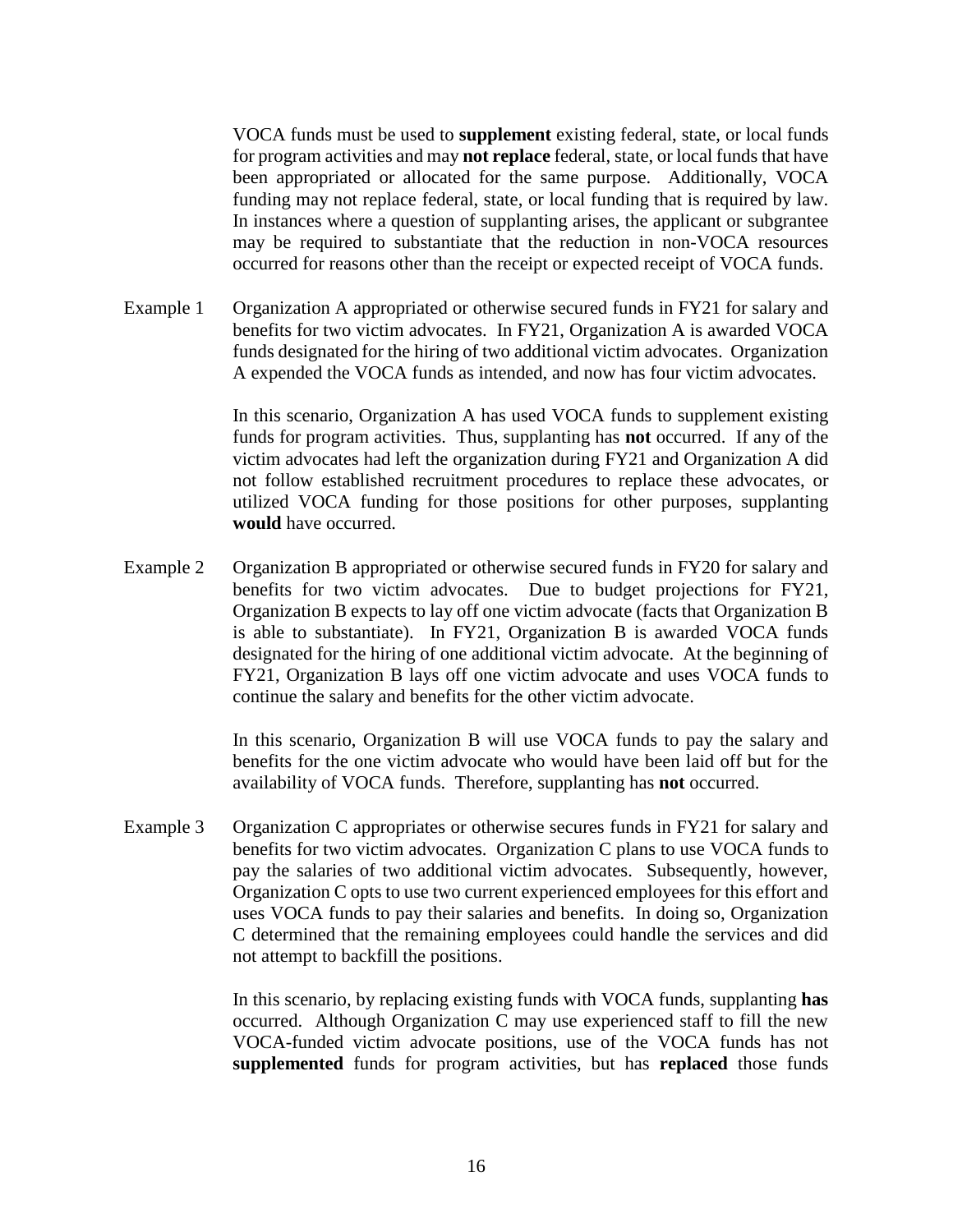VOCA funds must be used to **supplement** existing federal, state, or local funds for program activities and may **not replace** federal, state, or local funds that have been appropriated or allocated for the same purpose. Additionally, VOCA funding may not replace federal, state, or local funding that is required by law. In instances where a question of supplanting arises, the applicant or subgrantee may be required to substantiate that the reduction in non-VOCA resources occurred for reasons other than the receipt or expected receipt of VOCA funds.

Example 1 Organization A appropriated or otherwise secured funds in FY21 for salary and benefits for two victim advocates. In FY21, Organization A is awarded VOCA funds designated for the hiring of two additional victim advocates. Organization A expended the VOCA funds as intended, and now has four victim advocates.

In this scenario, Organization A has used VOCA funds to supplement existing funds for program activities. Thus, supplanting has **not** occurred. If any of the victim advocates had left the organization during FY21 and Organization A did not follow established recruitment procedures to replace these advocates, or utilized VOCA funding for those positions for other purposes, supplanting **would** have occurred.

Example 2 Organization B appropriated or otherwise secured funds in FY20 for salary and benefits for two victim advocates. Due to budget projections for FY21, Organization B expects to lay off one victim advocate (facts that Organization B is able to substantiate). In FY21, Organization B is awarded VOCA funds designated for the hiring of one additional victim advocate. At the beginning of FY21, Organization B lays off one victim advocate and uses VOCA funds to continue the salary and benefits for the other victim advocate.

In this scenario, Organization B will use VOCA funds to pay the salary and benefits for the one victim advocate who would have been laid off but for the availability of VOCA funds. Therefore, supplanting has **not** occurred.

Example 3 Organization C appropriates or otherwise secures funds in FY21 for salary and benefits for two victim advocates. Organization C plans to use VOCA funds to pay the salaries of two additional victim advocates. Subsequently, however, Organization C opts to use two current experienced employees for this effort and uses VOCA funds to pay their salaries and benefits. In doing so, Organization C determined that the remaining employees could handle the services and did not attempt to backfill the positions.

In this scenario, by replacing existing funds with VOCA funds, supplanting **has** occurred. Although Organization C may use experienced staff to fill the new VOCA-funded victim advocate positions, use of the VOCA funds has not **supplemented** funds for program activities, but has **replaced** those funds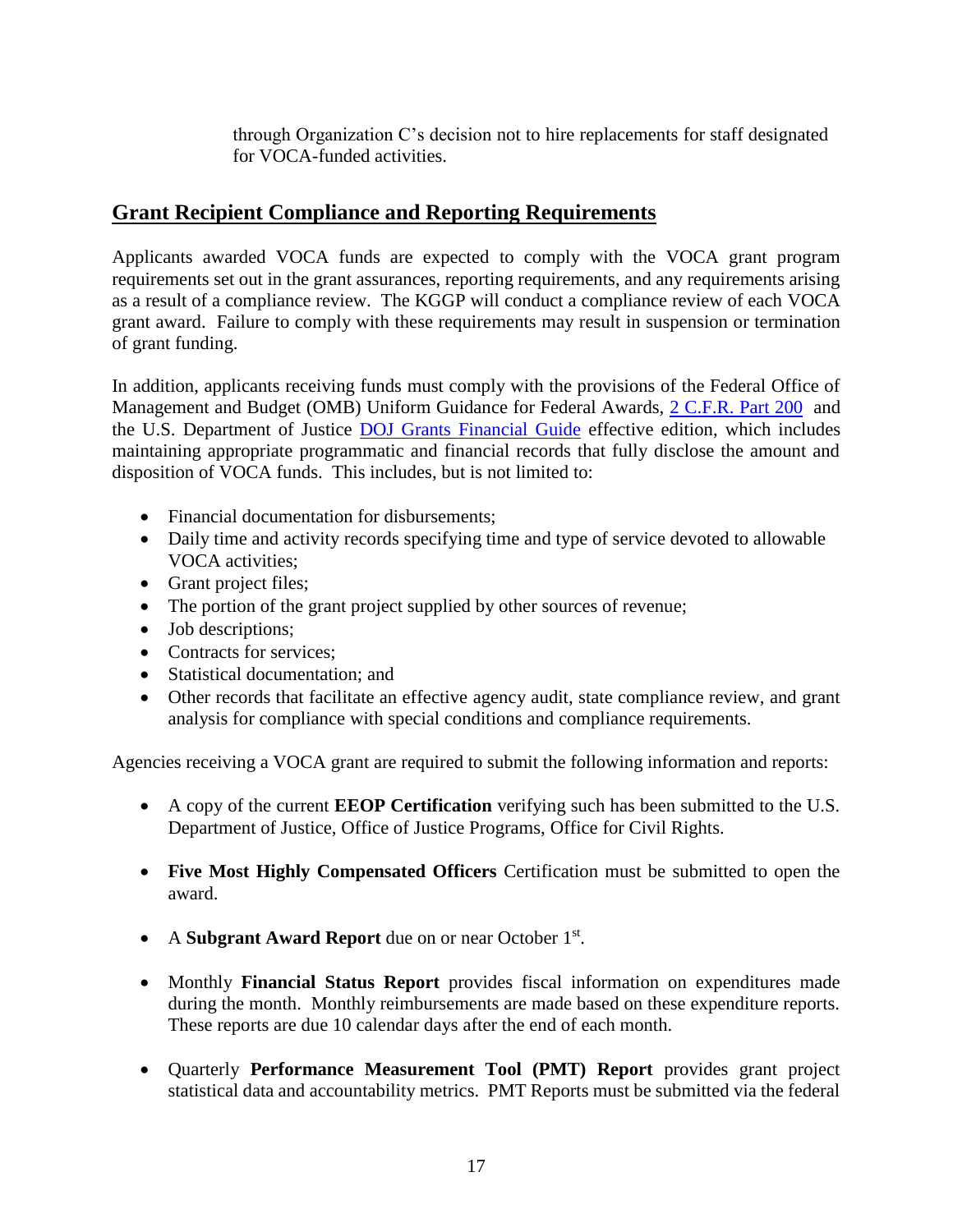through Organization C's decision not to hire replacements for staff designated for VOCA-funded activities.

## Grant Recipient Compliance and Reporting Requirements

Applicants awarded VOCA funds are expected to comply with the VOCA grant program requirements set out in the grant assurances, reporting requirements, and any requirements arising as a result of a compliance review. The KGGP will conduct a compliance review of each VOCA grant award. Failure to comply with these requirements may result in suspension or termination of grant funding.

In addition, applicants receiving funds must comply with the provisions of the Federal Office of Management and Budget (OMB) Uniform Guidance for Federal Awards, [2 C.F.R. Part 200](#) and the U.S. Department of Justice [DOJ Grants Financial Guide](#) effective edition, which includes maintaining appropriate programmatic and financial records that fully disclose the amount and disposition of VOCA funds. This includes, but is not limited to:

- Financial documentation for disbursements;
- Daily time and activity records specifying time and type of service devoted to allowable VOCA activities;
- Grant project files;
- The portion of the grant project supplied by other sources of revenue;
- Job descriptions;
- Contracts for services;
- Statistical documentation; and
- Other records that facilitate an effective agency audit, state compliance review, and grant analysis for compliance with special conditions and compliance requirements.

Agencies receiving a VOCA grant are required to submit the following information and reports:

- A copy of the current **EEOP Certification** verifying such has been submitted to the U.S. Department of Justice, Office of Justice Programs, Office for Civil Rights.

- **Five Most Highly Compensated Officers** Certification must be submitted to open the award.

- A **Subgrant Award Report** due on or near October 1st.

- Monthly **Financial Status Report** provides fiscal information on expenditures made during the month. Monthly reimbursements are made based on these expenditure reports. These reports are due 10 calendar days after the end of each month.

- Quarterly **Performance Measurement Tool (PMT) Report** provides grant project statistical data and accountability metrics. PMT Reports must be submitted via the federal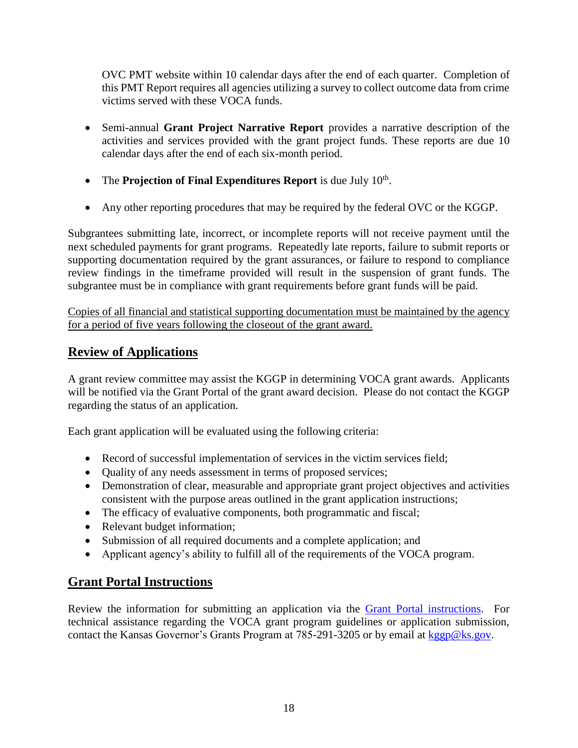OVC PMT website within 10 calendar days after the end of each quarter. Completion of this PMT Report requires all agencies utilizing a survey to collect outcome data from crime victims served with these VOCA funds.

- Semi-annual **Grant Project Narrative Report** provides a narrative description of the activities and services provided with the grant project funds. These reports are due 10 calendar days after the end of each six-month period.

- The **Projection of Final Expenditures Report** is due July 10th.

- Any other reporting procedures that may be required by the federal OVC or the KGGP.

Subgrantees submitting late, incorrect, or incomplete reports will not receive payment until the next scheduled payments for grant programs. Repeatedly late reports, failure to submit reports or supporting documentation required by the grant assurances, or failure to respond to compliance review findings in the timeframe provided will result in the suspension of grant funds. The subgrantee must be in compliance with grant requirements before grant funds will be paid.

Copies of all financial and statistical supporting documentation must be maintained by the agency for a period of five years following the closeout of the grant award.

## Review of Applications

A grant review committee may assist the KGGP in determining VOCA grant awards. Applicants will be notified via the Grant Portal of the grant award decision. Please do not contact the KGGP regarding the status of an application.

Each grant application will be evaluated using the following criteria:

- Record of successful implementation of services in the victim services field;
- Quality of any needs assessment in terms of proposed services;
- Demonstration of clear, measurable and appropriate grant project objectives and activities consistent with the purpose areas outlined in the grant application instructions;
- The efficacy of evaluative components, both programmatic and fiscal;
- Relevant budget information;
- Submission of all required documents and a complete application; and
- Applicant agency's ability to fulfill all of the requirements of the VOCA program.

## Grant Portal Instructions

Review the information for submitting an application via the Grant Portal instructions. For technical assistance regarding the VOCA grant program guidelines or application submission, contact the Kansas Governor's Grants Program at 785-291-3205 or by email at kggp@ks.gov.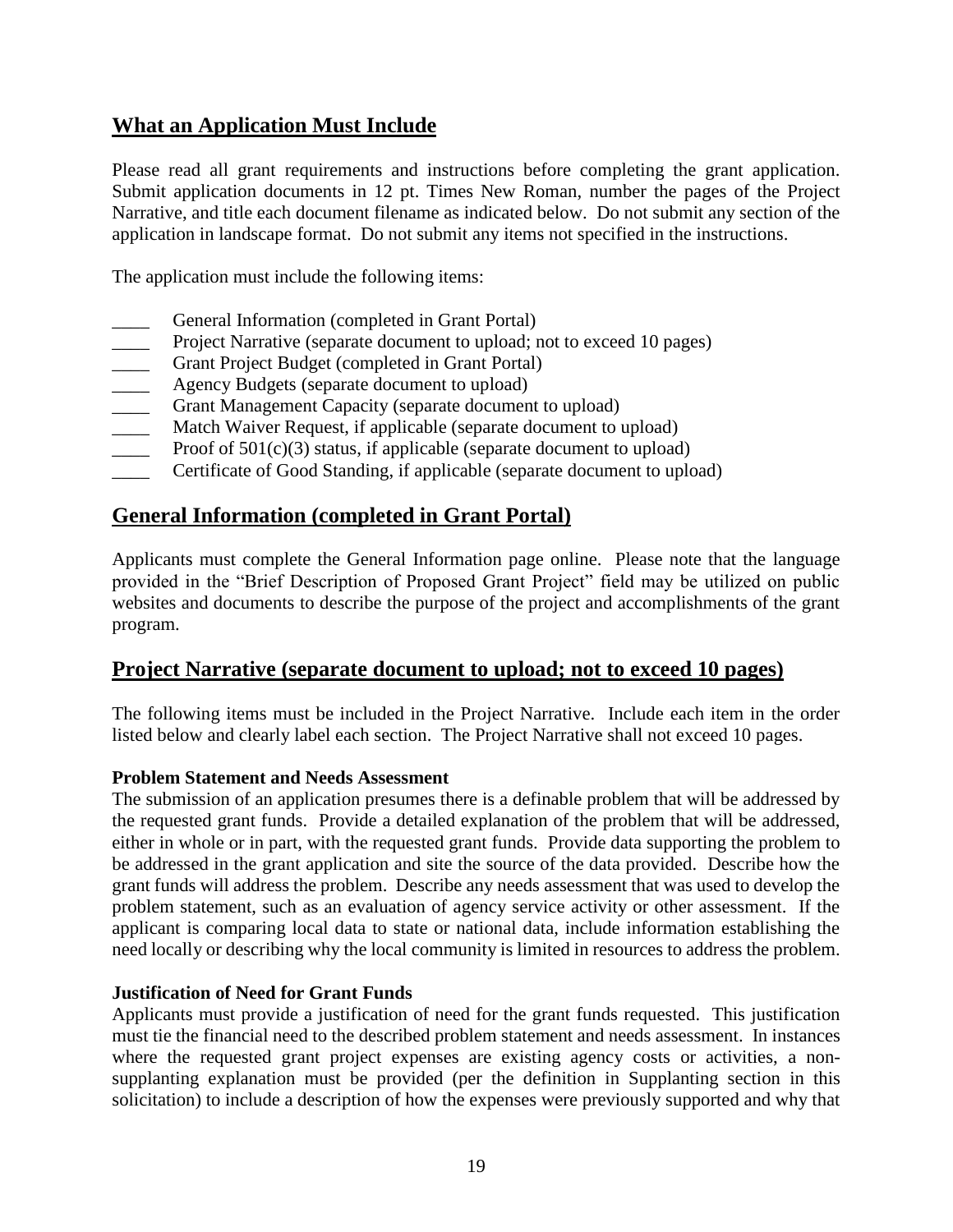## What an Application Must Include

Please read all grant requirements and instructions before completing the grant application. Submit application documents in 12 pt. Times New Roman, number the pages of the Project Narrative, and title each document filename as indicated below. Do not submit any section of the application in landscape format. Do not submit any items not specified in the instructions.

The application must include the following items:

- ____ General Information (completed in Grant Portal)
- ____ Project Narrative (separate document to upload; not to exceed 10 pages)
- ____ Grant Project Budget (completed in Grant Portal)
- ____ Agency Budgets (separate document to upload)
- ____ Grant Management Capacity (separate document to upload)
- ____ Match Waiver Request, if applicable (separate document to upload)
- ____ Proof of 501(c)(3) status, if applicable (separate document to upload)
- ____ Certificate of Good Standing, if applicable (separate document to upload)

## General Information (completed in Grant Portal)

Applicants must complete the General Information page online. Please note that the language provided in the "Brief Description of Proposed Grant Project" field may be utilized on public websites and documents to describe the purpose of the project and accomplishments of the grant program.

## Project Narrative (separate document to upload; not to exceed 10 pages)

The following items must be included in the Project Narrative. Include each item in the order listed below and clearly label each section. The Project Narrative shall not exceed 10 pages.

**Problem Statement and Needs Assessment**

The submission of an application presumes there is a definable problem that will be addressed by the requested grant funds. Provide a detailed explanation of the problem that will be addressed, either in whole or in part, with the requested grant funds. Provide data supporting the problem to be addressed in the grant application and site the source of the data provided. Describe how the grant funds will address the problem. Describe any needs assessment that was used to develop the problem statement, such as an evaluation of agency service activity or other assessment. If the applicant is comparing local data to state or national data, include information establishing the need locally or describing why the local community is limited in resources to address the problem.

**Justification of Need for Grant Funds**

Applicants must provide a justification of need for the grant funds requested. This justification must tie the financial need to the described problem statement and needs assessment. In instances where the requested grant project expenses are existing agency costs or activities, a non-supplanting explanation must be provided (per the definition in Supplanting section in this solicitation) to include a description of how the expenses were previously supported and why that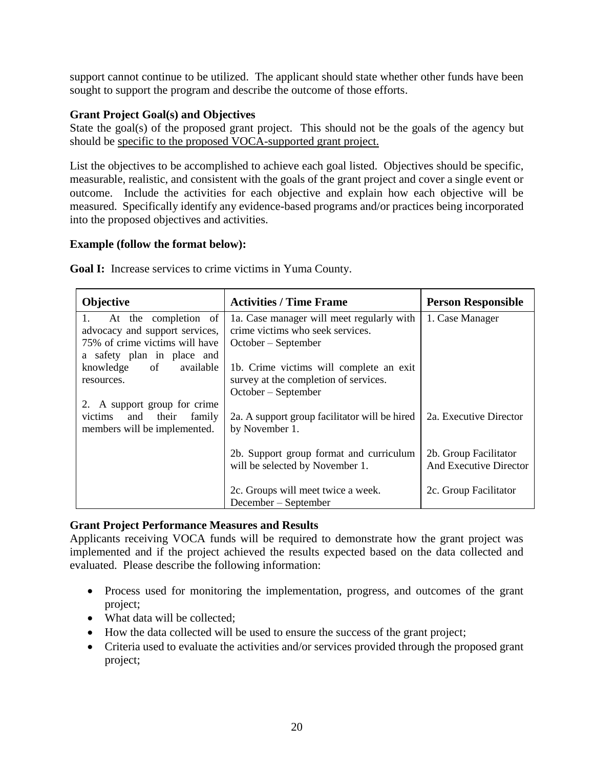support cannot continue to be utilized. The applicant should state whether other funds have been sought to support the program and describe the outcome of those efforts.

### Grant Project Goal(s) and Objectives

State the goal(s) of the proposed grant project. This should not be the goals of the agency but should be <u>specific to the proposed VOCA-supported grant project.</u>

List the objectives to be accomplished to achieve each goal listed. Objectives should be specific, measurable, realistic, and consistent with the goals of the grant project and cover a single event or outcome. Include the activities for each objective and explain how each objective will be measured. Specifically identify any evidence-based programs and/or practices being incorporated into the proposed objectives and activities.

**Example (follow the format below):**

**Goal I:** Increase services to crime victims in Yuma County.

| Objective | Activities / Time Frame | Person Responsible |
|---|---|---|
| 1. At the completion of advocacy and support services, 75% of crime victims will have a safety plan in place and knowledge of available resources. | 1a. Case manager will meet regularly with crime victims who seek services. October – September<br><br>1b. Crime victims will complete an exit survey at the completion of services. October – September | 1. Case Manager |
| 2. A support group for crime victims and their family members will be implemented. | 2a. A support group facilitator will be hired by November 1. | 2a. Executive Director |
| | 2b. Support group format and curriculum will be selected by November 1. | 2b. Group Facilitator And Executive Director |
| | 2c. Groups will meet twice a week. December – September | 2c. Group Facilitator |

### Grant Project Performance Measures and Results

Applicants receiving VOCA funds will be required to demonstrate how the grant project was implemented and if the project achieved the results expected based on the data collected and evaluated. Please describe the following information:

- Process used for monitoring the implementation, progress, and outcomes of the grant project;
- What data will be collected;
- How the data collected will be used to ensure the success of the grant project;
- Criteria used to evaluate the activities and/or services provided through the proposed grant project;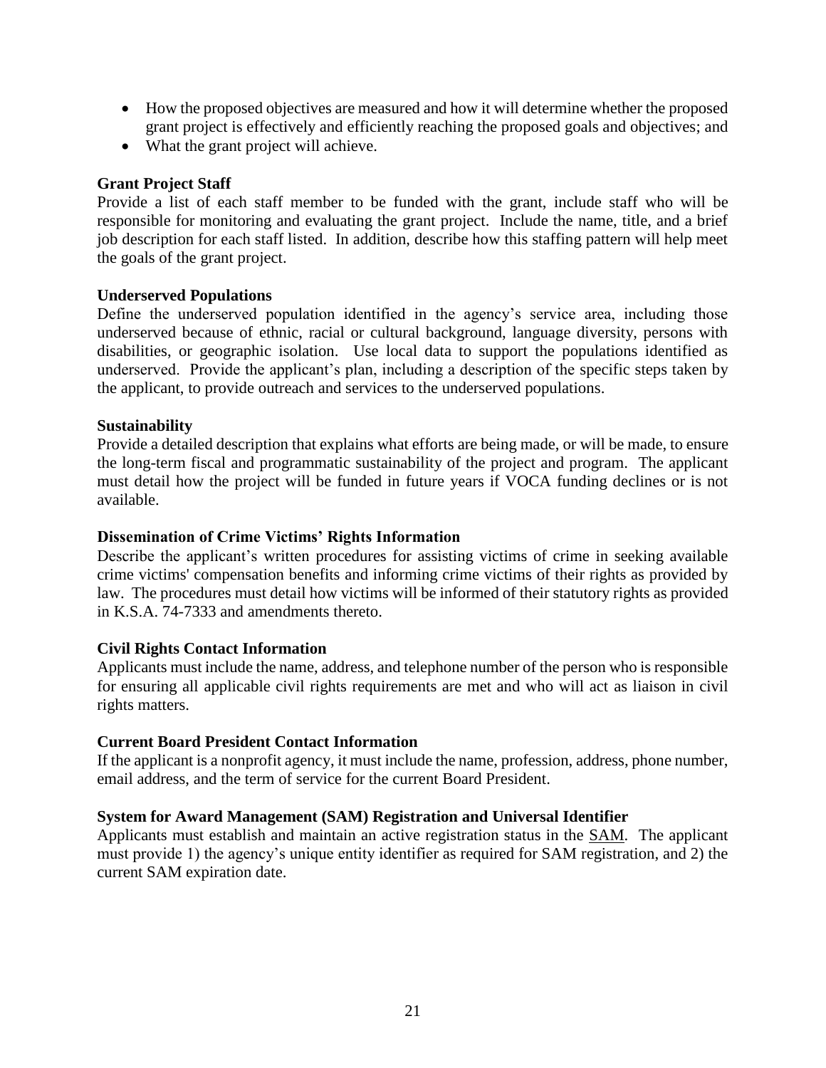- How the proposed objectives are measured and how it will determine whether the proposed grant project is effectively and efficiently reaching the proposed goals and objectives; and
- What the grant project will achieve.

**Grant Project Staff**

Provide a list of each staff member to be funded with the grant, include staff who will be responsible for monitoring and evaluating the grant project. Include the name, title, and a brief job description for each staff listed. In addition, describe how this staffing pattern will help meet the goals of the grant project.

**Underserved Populations**

Define the underserved population identified in the agency's service area, including those underserved because of ethnic, racial or cultural background, language diversity, persons with disabilities, or geographic isolation. Use local data to support the populations identified as underserved. Provide the applicant's plan, including a description of the specific steps taken by the applicant, to provide outreach and services to the underserved populations.

**Sustainability**

Provide a detailed description that explains what efforts are being made, or will be made, to ensure the long-term fiscal and programmatic sustainability of the project and program. The applicant must detail how the project will be funded in future years if VOCA funding declines or is not available.

**Dissemination of Crime Victims' Rights Information**

Describe the applicant's written procedures for assisting victims of crime in seeking available crime victims' compensation benefits and informing crime victims of their rights as provided by law. The procedures must detail how victims will be informed of their statutory rights as provided in K.S.A. 74-7333 and amendments thereto.

**Civil Rights Contact Information**

Applicants must include the name, address, and telephone number of the person who is responsible for ensuring all applicable civil rights requirements are met and who will act as liaison in civil rights matters.

**Current Board President Contact Information**

If the applicant is a nonprofit agency, it must include the name, profession, address, phone number, email address, and the term of service for the current Board President.

**System for Award Management (SAM) Registration and Universal Identifier**

Applicants must establish and maintain an active registration status in the SAM. The applicant must provide 1) the agency's unique entity identifier as required for SAM registration, and 2) the current SAM expiration date.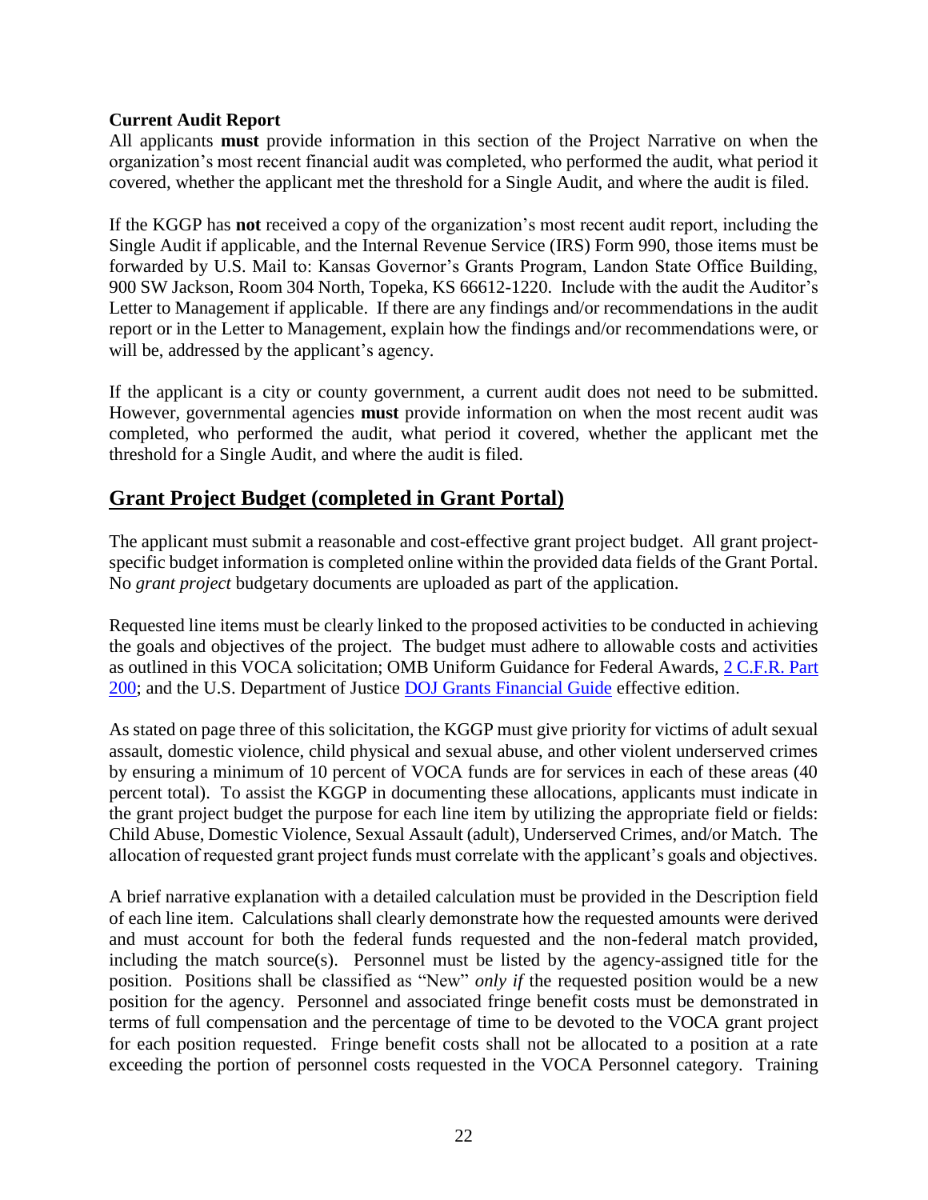**Current Audit Report**

All applicants **must** provide information in this section of the Project Narrative on when the organization's most recent financial audit was completed, who performed the audit, what period it covered, whether the applicant met the threshold for a Single Audit, and where the audit is filed.

If the KGGP has **not** received a copy of the organization's most recent audit report, including the Single Audit if applicable, and the Internal Revenue Service (IRS) Form 990, those items must be forwarded by U.S. Mail to: Kansas Governor's Grants Program, Landon State Office Building, 900 SW Jackson, Room 304 North, Topeka, KS 66612-1220. Include with the audit the Auditor's Letter to Management if applicable. If there are any findings and/or recommendations in the audit report or in the Letter to Management, explain how the findings and/or recommendations were, or will be, addressed by the applicant's agency.

If the applicant is a city or county government, a current audit does not need to be submitted. However, governmental agencies **must** provide information on when the most recent audit was completed, who performed the audit, what period it covered, whether the applicant met the threshold for a Single Audit, and where the audit is filed.

## Grant Project Budget (completed in Grant Portal)

The applicant must submit a reasonable and cost-effective grant project budget. All grant project-specific budget information is completed online within the provided data fields of the Grant Portal. No *grant project* budgetary documents are uploaded as part of the application.

Requested line items must be clearly linked to the proposed activities to be conducted in achieving the goals and objectives of the project. The budget must adhere to allowable costs and activities as outlined in this VOCA solicitation; OMB Uniform Guidance for Federal Awards, 2 C.F.R. Part 200; and the U.S. Department of Justice DOJ Grants Financial Guide effective edition.

As stated on page three of this solicitation, the KGGP must give priority for victims of adult sexual assault, domestic violence, child physical and sexual abuse, and other violent underserved crimes by ensuring a minimum of 10 percent of VOCA funds are for services in each of these areas (40 percent total). To assist the KGGP in documenting these allocations, applicants must indicate in the grant project budget the purpose for each line item by utilizing the appropriate field or fields: Child Abuse, Domestic Violence, Sexual Assault (adult), Underserved Crimes, and/or Match. The allocation of requested grant project funds must correlate with the applicant's goals and objectives.

A brief narrative explanation with a detailed calculation must be provided in the Description field of each line item. Calculations shall clearly demonstrate how the requested amounts were derived and must account for both the federal funds requested and the non-federal match provided, including the match source(s). Personnel must be listed by the agency-assigned title for the position. Positions shall be classified as "New" *only if* the requested position would be a new position for the agency. Personnel and associated fringe benefit costs must be demonstrated in terms of full compensation and the percentage of time to be devoted to the VOCA grant project for each position requested. Fringe benefit costs shall not be allocated to a position at a rate exceeding the portion of personnel costs requested in the VOCA Personnel category. Training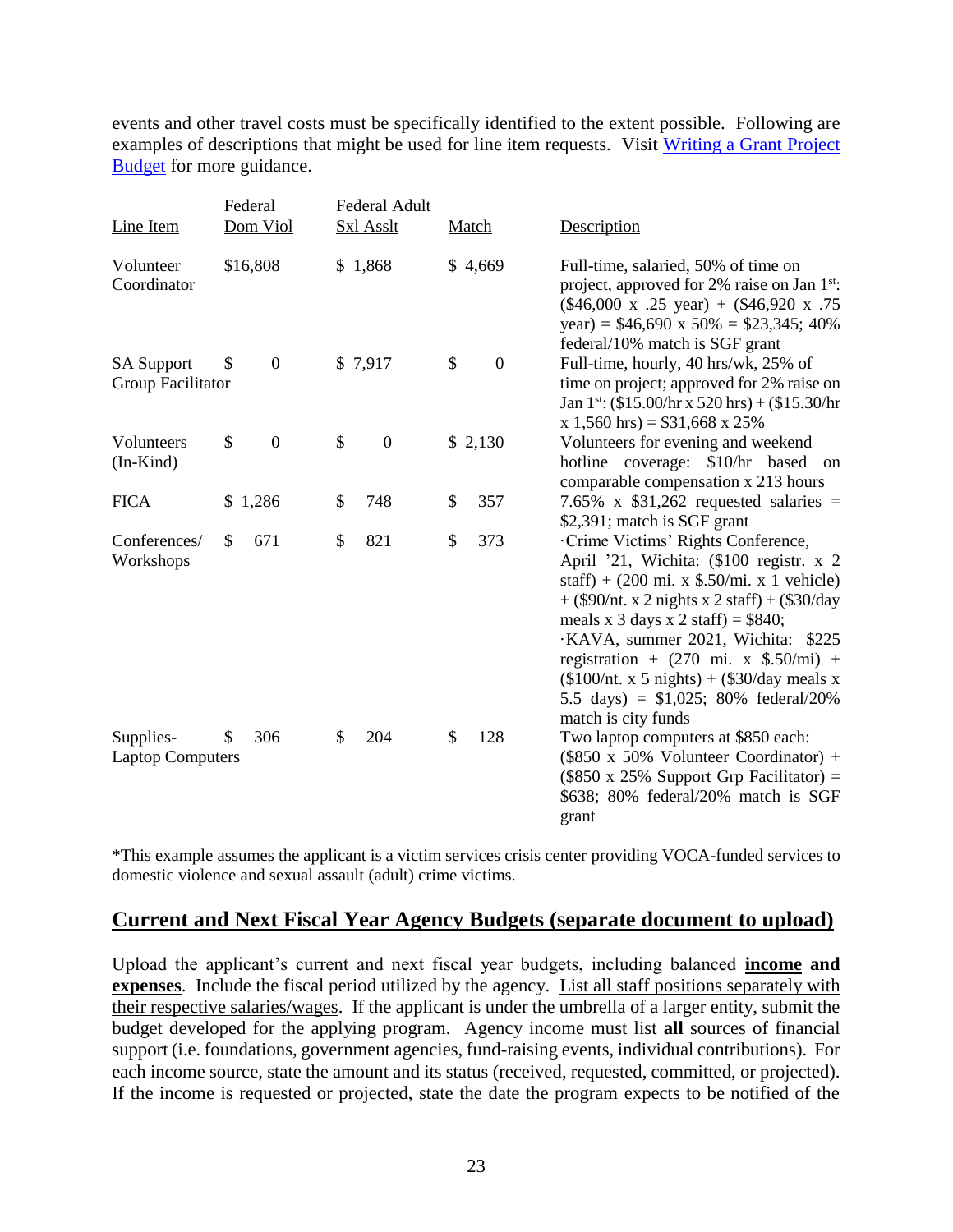events and other travel costs must be specifically identified to the extent possible. Following are examples of descriptions that might be used for line item requests. Visit [Writing a Grant Project Budget](Writing a Grant Project Budget) for more guidance.

| Line Item | Federal Dom Viol | Federal Adult Sxl Asslt | Match | Description |
|---|---|---|---|---|
| Volunteer Coordinator | $16,808 | $ 1,868 | $ 4,669 | Full-time, salaried, 50% of time on project, approved for 2% raise on Jan 1st: ($46,000 x .25 year) + ($46,920 x .75 year) = $46,690 x 50% = $23,345; 40% federal/10% match is SGF grant |
| SA Support Group Facilitator | $ 0 | $ 7,917 | $ 0 | Full-time, hourly, 40 hrs/wk, 25% of time on project; approved for 2% raise on Jan 1st: ($15.00/hr x 520 hrs) + ($15.30/hr x 1,560 hrs) = $31,668 x 25% |
| Volunteers (In-Kind) | $ 0 | $ 0 | $ 2,130 | Volunteers for evening and weekend hotline coverage: $10/hr based on comparable compensation x 213 hours |
| FICA | $ 1,286 | $ 748 | $ 357 | 7.65% x $31,262 requested salaries = $2,391; match is SGF grant |
| Conferences/ Workshops | $ 671 | $ 821 | $ 373 | ·Crime Victims' Rights Conference, April '21, Wichita: ($100 registr. x 2 staff) + (200 mi. x $.50/mi. x 1 vehicle) + ($90/nt. x 2 nights x 2 staff) + ($30/day meals x 3 days x 2 staff) = $840; ·KAVA, summer 2021, Wichita: $225 registration + (270 mi. x $.50/mi) + ($100/nt. x 5 nights) + ($30/day meals x 5.5 days) = $1,025; 80% federal/20% match is city funds |
| Supplies-Laptop Computers | $ 306 | $ 204 | $ 128 | Two laptop computers at $850 each: ($850 x 50% Volunteer Coordinator) + ($850 x 25% Support Grp Facilitator) = $638; 80% federal/20% match is SGF grant |

*This example assumes the applicant is a victim services crisis center providing VOCA-funded services to domestic violence and sexual assault (adult) crime victims.

## Current and Next Fiscal Year Agency Budgets (separate document to upload)

Upload the applicant's current and next fiscal year budgets, including balanced **income and expenses**. Include the fiscal period utilized by the agency. List all staff positions separately with their respective salaries/wages. If the applicant is under the umbrella of a larger entity, submit the budget developed for the applying program. Agency income must list **all** sources of financial support (i.e. foundations, government agencies, fund-raising events, individual contributions). For each income source, state the amount and its status (received, requested, committed, or projected). If the income is requested or projected, state the date the program expects to be notified of the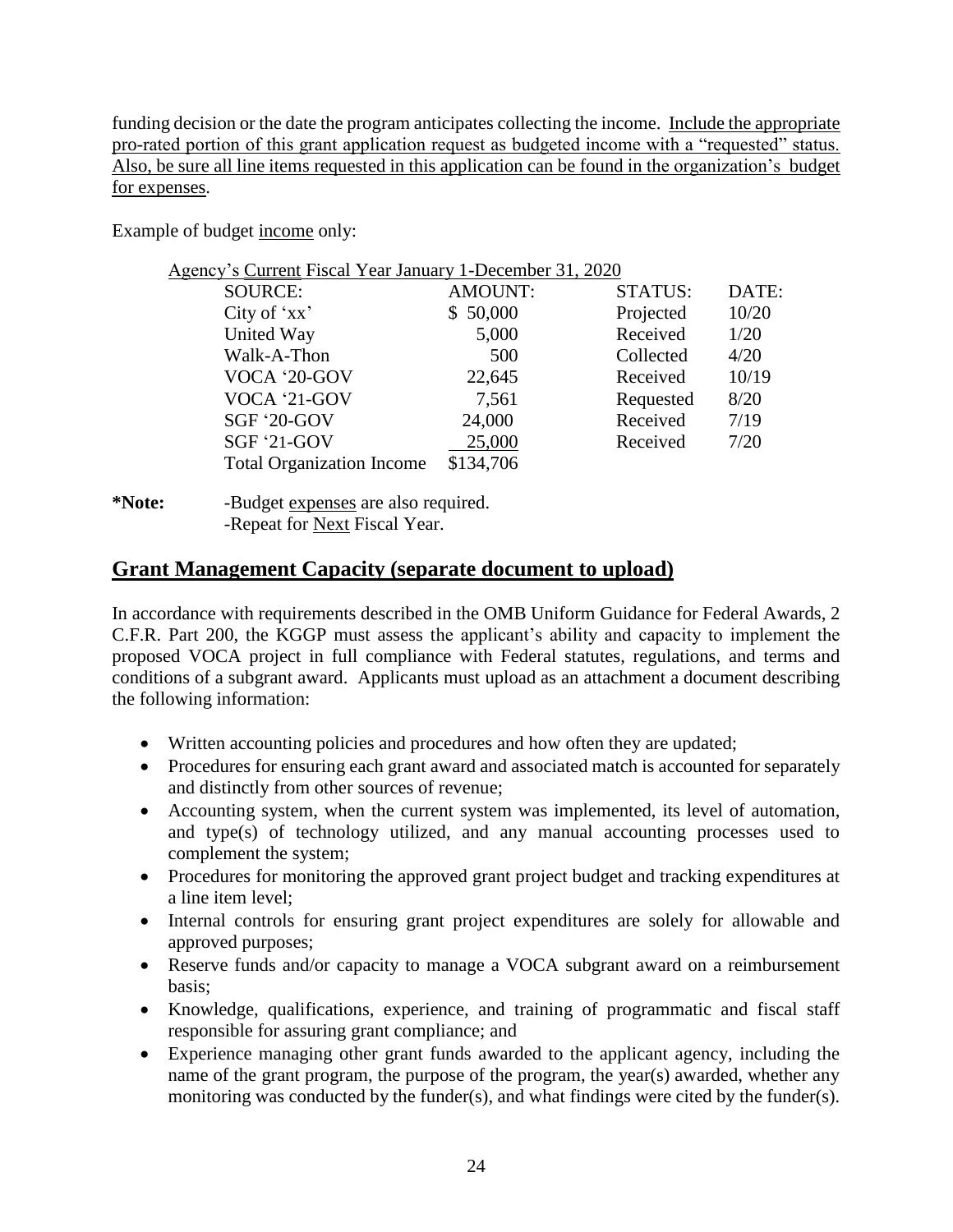funding decision or the date the program anticipates collecting the income. Include the appropriate pro-rated portion of this grant application request as budgeted income with a "requested" status. Also, be sure all line items requested in this application can be found in the organization's budget for expenses.

Example of budget income only:

Agency's Current Fiscal Year January 1-December 31, 2020

| SOURCE: | AMOUNT: | STATUS: | DATE: |
|---|---|---|---|
| City of 'xx' | $ 50,000 | Projected | 10/20 |
| United Way | 5,000 | Received | 1/20 |
| Walk-A-Thon | 500 | Collected | 4/20 |
| VOCA '20-GOV | 22,645 | Received | 10/19 |
| VOCA '21-GOV | 7,561 | Requested | 8/20 |
| SGF '20-GOV | 24,000 | Received | 7/19 |
| SGF '21-GOV | 25,000 | Received | 7/20 |
| Total Organization Income | $134,706 | | |

**\*Note:** -Budget expenses are also required.
-Repeat for Next Fiscal Year.

## Grant Management Capacity (separate document to upload)

In accordance with requirements described in the OMB Uniform Guidance for Federal Awards, 2 C.F.R. Part 200, the KGGP must assess the applicant's ability and capacity to implement the proposed VOCA project in full compliance with Federal statutes, regulations, and terms and conditions of a subgrant award. Applicants must upload as an attachment a document describing the following information:

- Written accounting policies and procedures and how often they are updated;
- Procedures for ensuring each grant award and associated match is accounted for separately and distinctly from other sources of revenue;
- Accounting system, when the current system was implemented, its level of automation, and type(s) of technology utilized, and any manual accounting processes used to complement the system;
- Procedures for monitoring the approved grant project budget and tracking expenditures at a line item level;
- Internal controls for ensuring grant project expenditures are solely for allowable and approved purposes;
- Reserve funds and/or capacity to manage a VOCA subgrant award on a reimbursement basis;
- Knowledge, qualifications, experience, and training of programmatic and fiscal staff responsible for assuring grant compliance; and
- Experience managing other grant funds awarded to the applicant agency, including the name of the grant program, the purpose of the program, the year(s) awarded, whether any monitoring was conducted by the funder(s), and what findings were cited by the funder(s).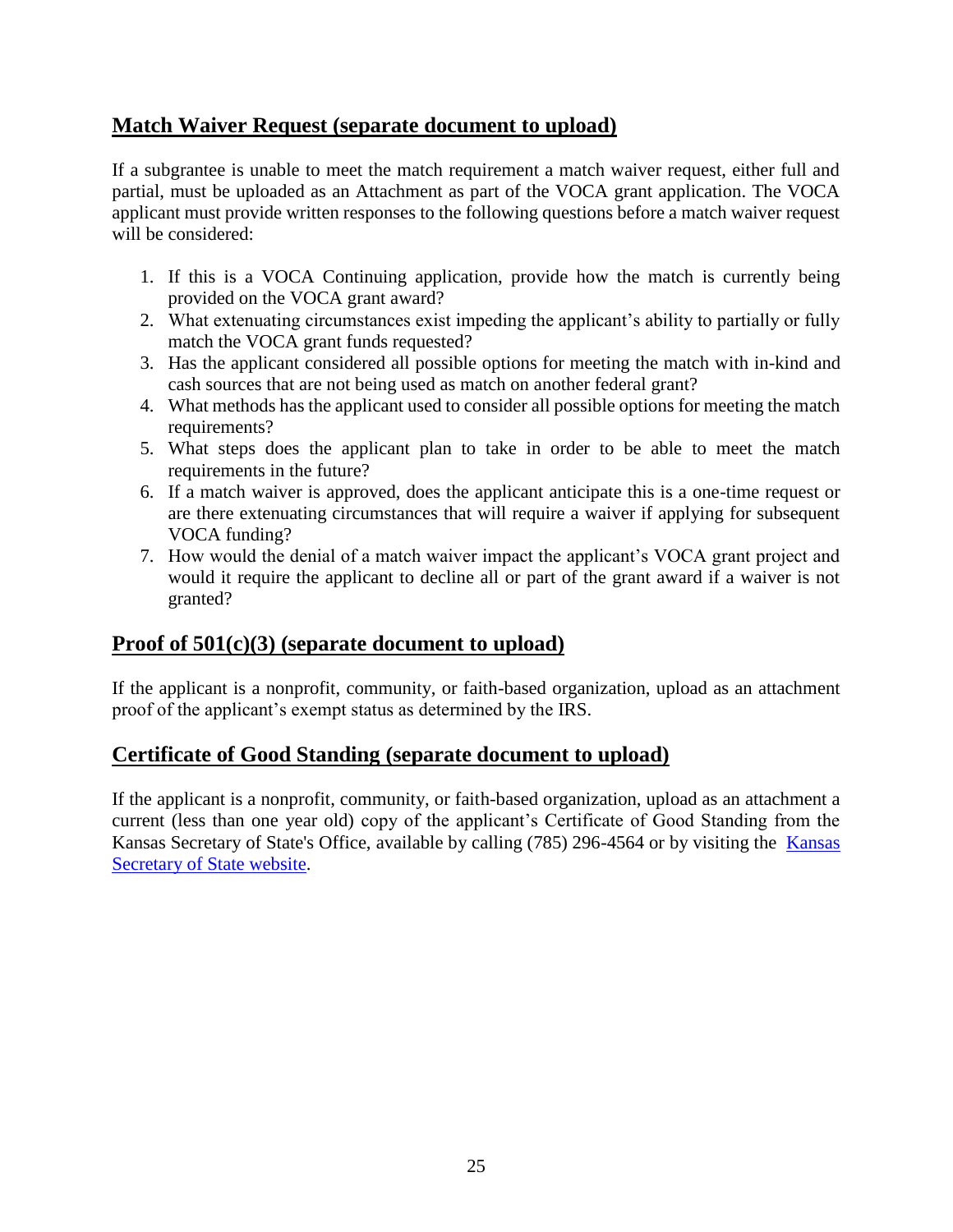## Match Waiver Request (separate document to upload)

If a subgrantee is unable to meet the match requirement a match waiver request, either full and partial, must be uploaded as an Attachment as part of the VOCA grant application. The VOCA applicant must provide written responses to the following questions before a match waiver request will be considered:

1. If this is a VOCA Continuing application, provide how the match is currently being provided on the VOCA grant award?
2. What extenuating circumstances exist impeding the applicant's ability to partially or fully match the VOCA grant funds requested?
3. Has the applicant considered all possible options for meeting the match with in-kind and cash sources that are not being used as match on another federal grant?
4. What methods has the applicant used to consider all possible options for meeting the match requirements?
5. What steps does the applicant plan to take in order to be able to meet the match requirements in the future?
6. If a match waiver is approved, does the applicant anticipate this is a one-time request or are there extenuating circumstances that will require a waiver if applying for subsequent VOCA funding?
7. How would the denial of a match waiver impact the applicant's VOCA grant project and would it require the applicant to decline all or part of the grant award if a waiver is not granted?

## Proof of 501(c)(3) (separate document to upload)

If the applicant is a nonprofit, community, or faith-based organization, upload as an attachment proof of the applicant's exempt status as determined by the IRS.

## Certificate of Good Standing (separate document to upload)

If the applicant is a nonprofit, community, or faith-based organization, upload as an attachment a current (less than one year old) copy of the applicant's Certificate of Good Standing from the Kansas Secretary of State's Office, available by calling (785) 296-4564 or by visiting the Kansas Secretary of State website.